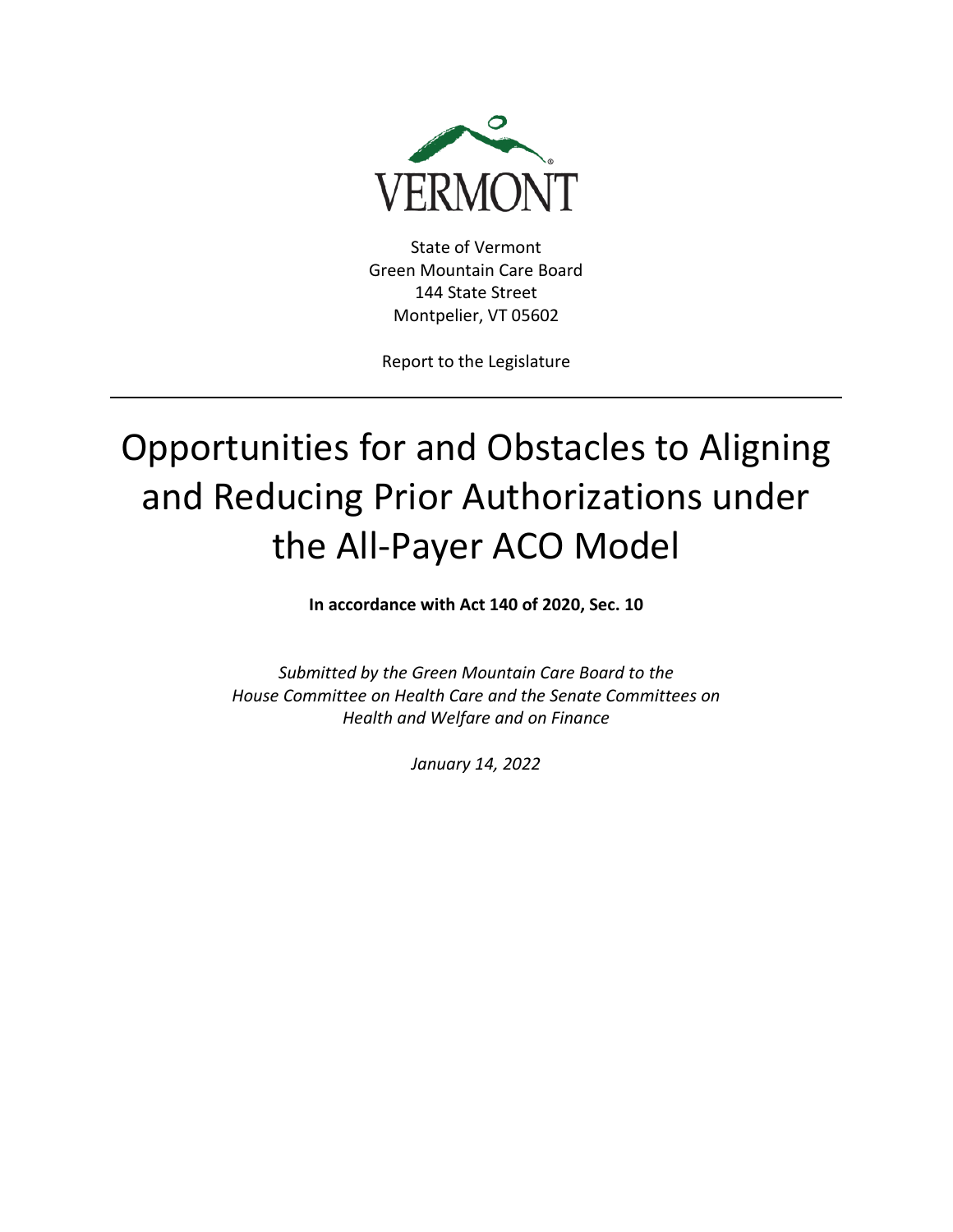VERMONT

State of Vermont
Green Mountain Care Board
144 State Street
Montpelier, VT 05602

Report to the Legislature

---

# Opportunities for and Obstacles to Aligning and Reducing Prior Authorizations under the All-Payer ACO Model

**In accordance with Act 140 of 2020, Sec. 10**

*Submitted by the Green Mountain Care Board to the House Committee on Health Care and the Senate Committees on Health and Welfare and on Finance*

*January 14, 2022*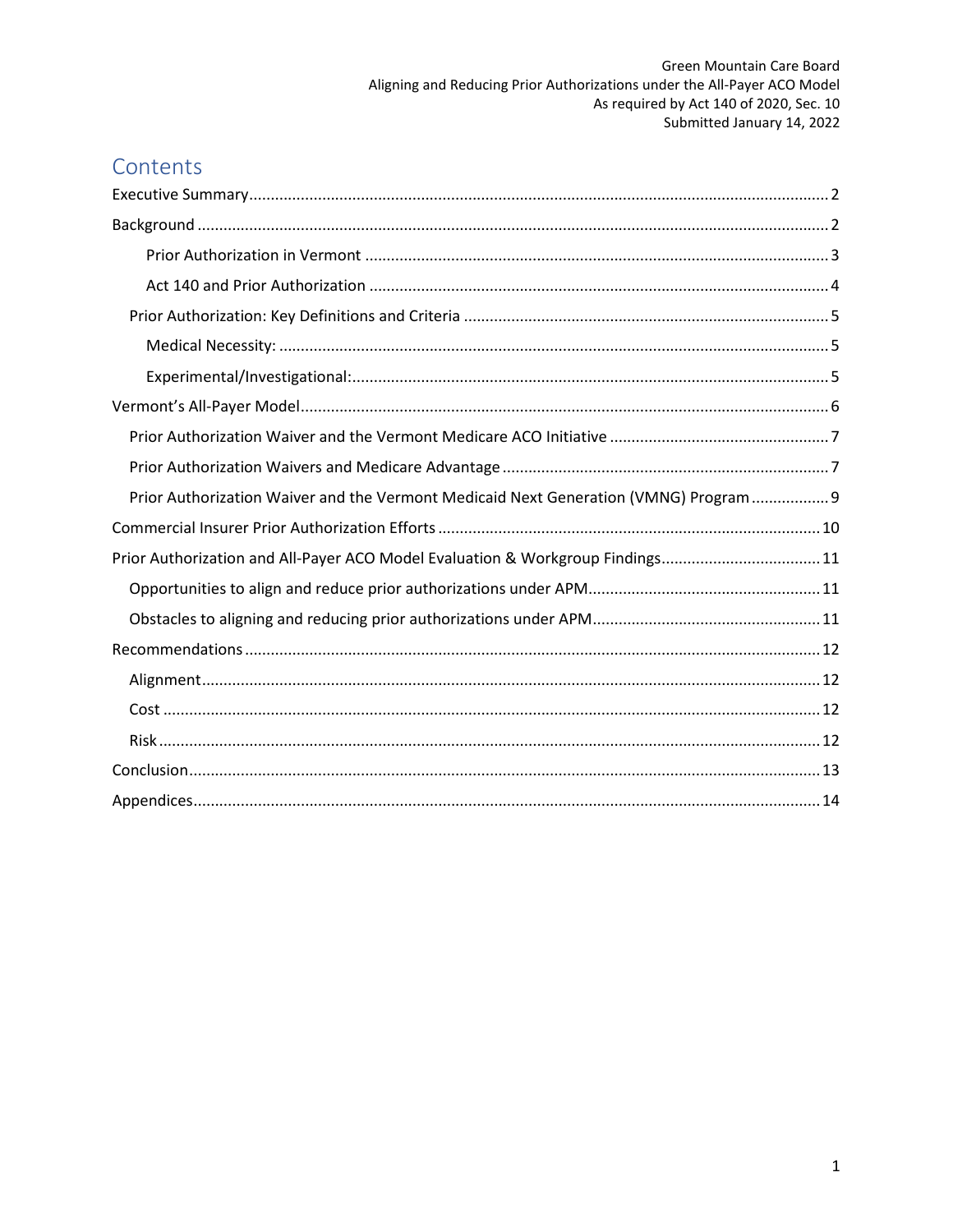Green Mountain Care Board
Aligning and Reducing Prior Authorizations under the All-Payer ACO Model
As required by Act 140 of 2020, Sec. 10
Submitted January 14, 2022

# Contents

- Executive Summary ..... 2
- Background ..... 2
    - Prior Authorization in Vermont ..... 3
    - Act 140 and Prior Authorization ..... 4
  - Prior Authorization: Key Definitions and Criteria ..... 5
    - Medical Necessity: ..... 5
    - Experimental/Investigational: ..... 5
- Vermont's All-Payer Model ..... 6
  - Prior Authorization Waiver and the Vermont Medicare ACO Initiative ..... 7
  - Prior Authorization Waivers and Medicare Advantage ..... 7
  - Prior Authorization Waiver and the Vermont Medicaid Next Generation (VMNG) Program ..... 9
- Commercial Insurer Prior Authorization Efforts ..... 10
- Prior Authorization and All-Payer ACO Model Evaluation & Workgroup Findings ..... 11
  - Opportunities to align and reduce prior authorizations under APM ..... 11
  - Obstacles to aligning and reducing prior authorizations under APM ..... 11
- Recommendations ..... 12
  - Alignment ..... 12
  - Cost ..... 12
  - Risk ..... 12
- Conclusion ..... 13
- Appendices ..... 14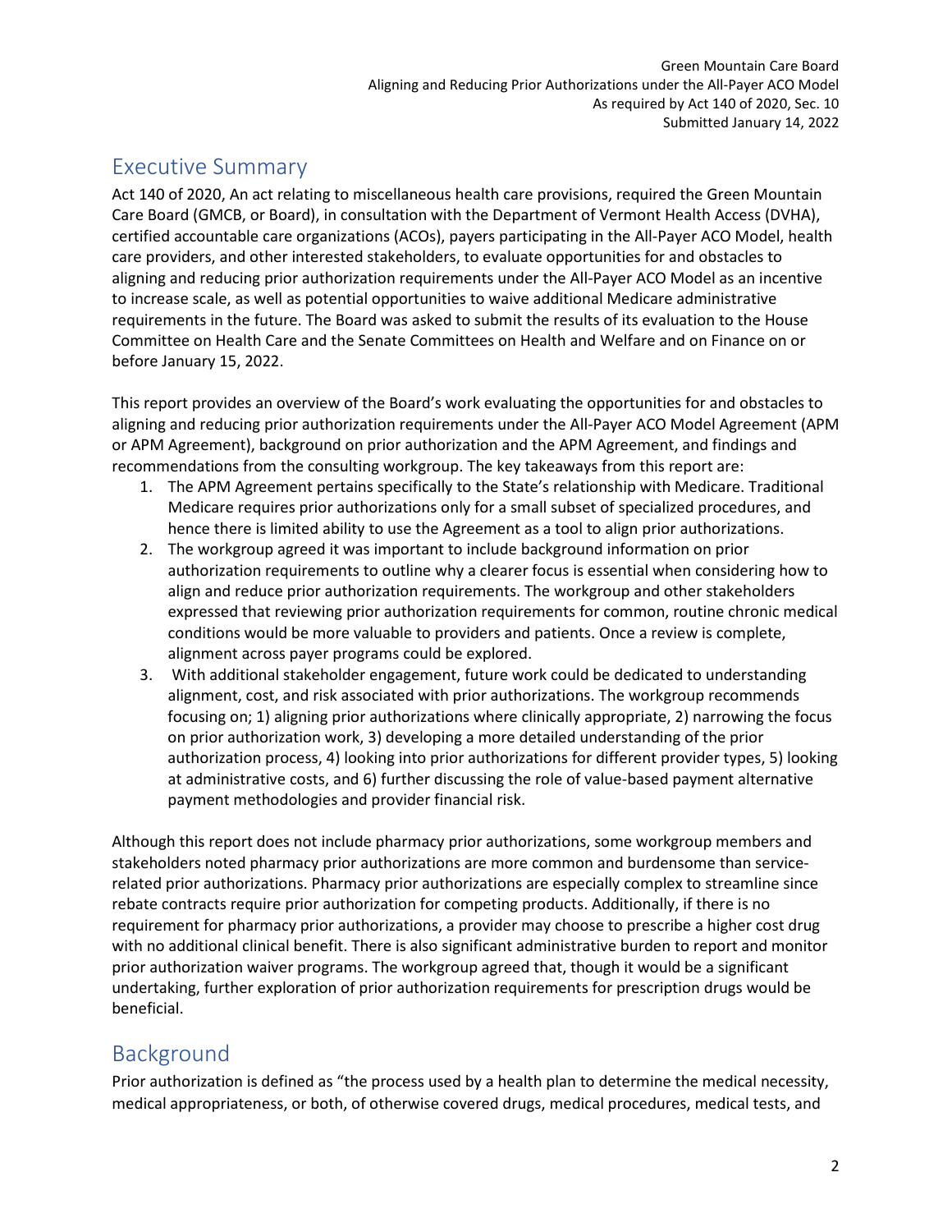## Executive Summary

Act 140 of 2020, An act relating to miscellaneous health care provisions, required the Green Mountain Care Board (GMCB, or Board), in consultation with the Department of Vermont Health Access (DVHA), certified accountable care organizations (ACOs), payers participating in the All-Payer ACO Model, health care providers, and other interested stakeholders, to evaluate opportunities for and obstacles to aligning and reducing prior authorization requirements under the All-Payer ACO Model as an incentive to increase scale, as well as potential opportunities to waive additional Medicare administrative requirements in the future. The Board was asked to submit the results of its evaluation to the House Committee on Health Care and the Senate Committees on Health and Welfare and on Finance on or before January 15, 2022.

This report provides an overview of the Board's work evaluating the opportunities for and obstacles to aligning and reducing prior authorization requirements under the All-Payer ACO Model Agreement (APM or APM Agreement), background on prior authorization and the APM Agreement, and findings and recommendations from the consulting workgroup. The key takeaways from this report are:

1. The APM Agreement pertains specifically to the State's relationship with Medicare. Traditional Medicare requires prior authorizations only for a small subset of specialized procedures, and hence there is limited ability to use the Agreement as a tool to align prior authorizations.
2. The workgroup agreed it was important to include background information on prior authorization requirements to outline why a clearer focus is essential when considering how to align and reduce prior authorization requirements. The workgroup and other stakeholders expressed that reviewing prior authorization requirements for common, routine chronic medical conditions would be more valuable to providers and patients. Once a review is complete, alignment across payer programs could be explored.
3. With additional stakeholder engagement, future work could be dedicated to understanding alignment, cost, and risk associated with prior authorizations. The workgroup recommends focusing on; 1) aligning prior authorizations where clinically appropriate, 2) narrowing the focus on prior authorization work, 3) developing a more detailed understanding of the prior authorization process, 4) looking into prior authorizations for different provider types, 5) looking at administrative costs, and 6) further discussing the role of value-based payment alternative payment methodologies and provider financial risk.

Although this report does not include pharmacy prior authorizations, some workgroup members and stakeholders noted pharmacy prior authorizations are more common and burdensome than service-related prior authorizations. Pharmacy prior authorizations are especially complex to streamline since rebate contracts require prior authorization for competing products. Additionally, if there is no requirement for pharmacy prior authorizations, a provider may choose to prescribe a higher cost drug with no additional clinical benefit. There is also significant administrative burden to report and monitor prior authorization waiver programs. The workgroup agreed that, though it would be a significant undertaking, further exploration of prior authorization requirements for prescription drugs would be beneficial.

## Background

Prior authorization is defined as "the process used by a health plan to determine the medical necessity, medical appropriateness, or both, of otherwise covered drugs, medical procedures, medical tests, and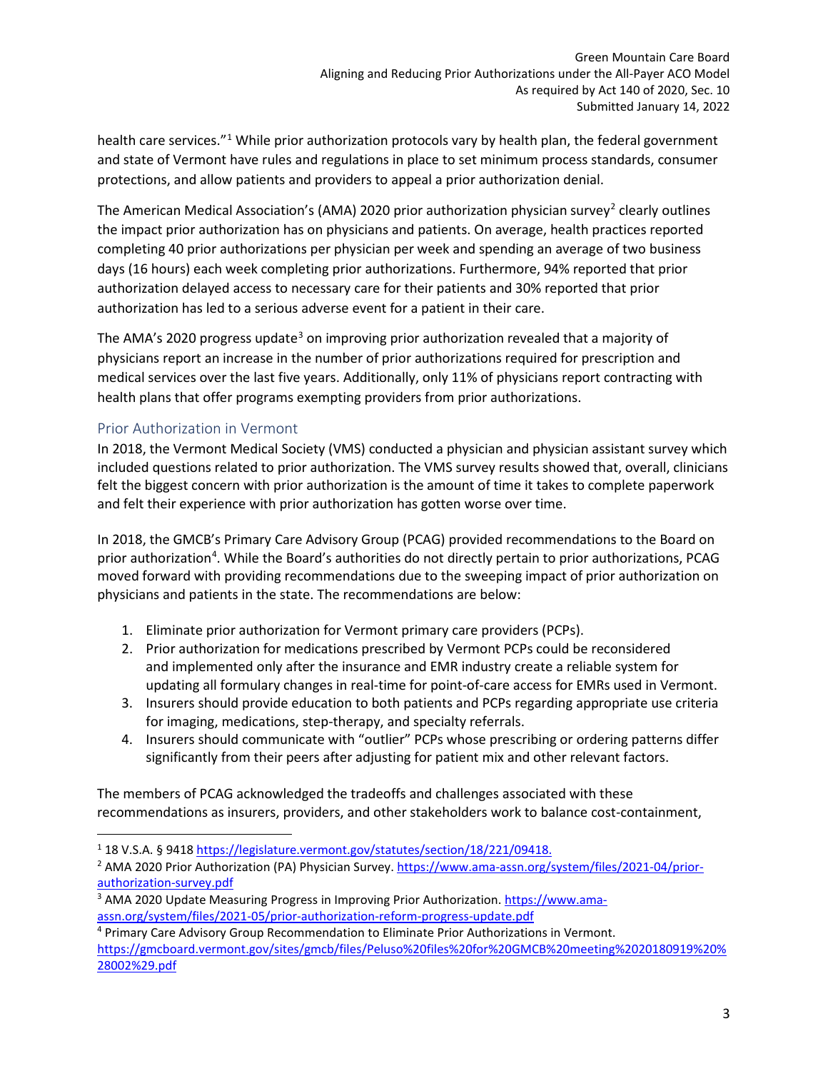health care services."[1] While prior authorization protocols vary by health plan, the federal government and state of Vermont have rules and regulations in place to set minimum process standards, consumer protections, and allow patients and providers to appeal a prior authorization denial.

The American Medical Association's (AMA) 2020 prior authorization physician survey[2] clearly outlines the impact prior authorization has on physicians and patients. On average, health practices reported completing 40 prior authorizations per physician per week and spending an average of two business days (16 hours) each week completing prior authorizations. Furthermore, 94% reported that prior authorization delayed access to necessary care for their patients and 30% reported that prior authorization has led to a serious adverse event for a patient in their care.

The AMA's 2020 progress update[3] on improving prior authorization revealed that a majority of physicians report an increase in the number of prior authorizations required for prescription and medical services over the last five years. Additionally, only 11% of physicians report contracting with health plans that offer programs exempting providers from prior authorizations.

## Prior Authorization in Vermont

In 2018, the Vermont Medical Society (VMS) conducted a physician and physician assistant survey which included questions related to prior authorization. The VMS survey results showed that, overall, clinicians felt the biggest concern with prior authorization is the amount of time it takes to complete paperwork and felt their experience with prior authorization has gotten worse over time.

In 2018, the GMCB's Primary Care Advisory Group (PCAG) provided recommendations to the Board on prior authorization[4]. While the Board's authorities do not directly pertain to prior authorizations, PCAG moved forward with providing recommendations due to the sweeping impact of prior authorization on physicians and patients in the state. The recommendations are below:

1. Eliminate prior authorization for Vermont primary care providers (PCPs).
2. Prior authorization for medications prescribed by Vermont PCPs could be reconsidered and implemented only after the insurance and EMR industry create a reliable system for updating all formulary changes in real-time for point-of-care access for EMRs used in Vermont.
3. Insurers should provide education to both patients and PCPs regarding appropriate use criteria for imaging, medications, step-therapy, and specialty referrals.
4. Insurers should communicate with "outlier" PCPs whose prescribing or ordering patterns differ significantly from their peers after adjusting for patient mix and other relevant factors.

The members of PCAG acknowledged the tradeoffs and challenges associated with these recommendations as insurers, providers, and other stakeholders work to balance cost-containment,

---

[1] 18 V.S.A. § 9418 https://legislature.vermont.gov/statutes/section/18/221/09418.

[2] AMA 2020 Prior Authorization (PA) Physician Survey. https://www.ama-assn.org/system/files/2021-04/prior-authorization-survey.pdf

[3] AMA 2020 Update Measuring Progress in Improving Prior Authorization. https://www.ama-assn.org/system/files/2021-05/prior-authorization-reform-progress-update.pdf

[4] Primary Care Advisory Group Recommendation to Eliminate Prior Authorizations in Vermont. https://gmcboard.vermont.gov/sites/gmcb/files/Peluso%20files%20for%20GMCB%20meeting%2020180919%20%28002%29.pdf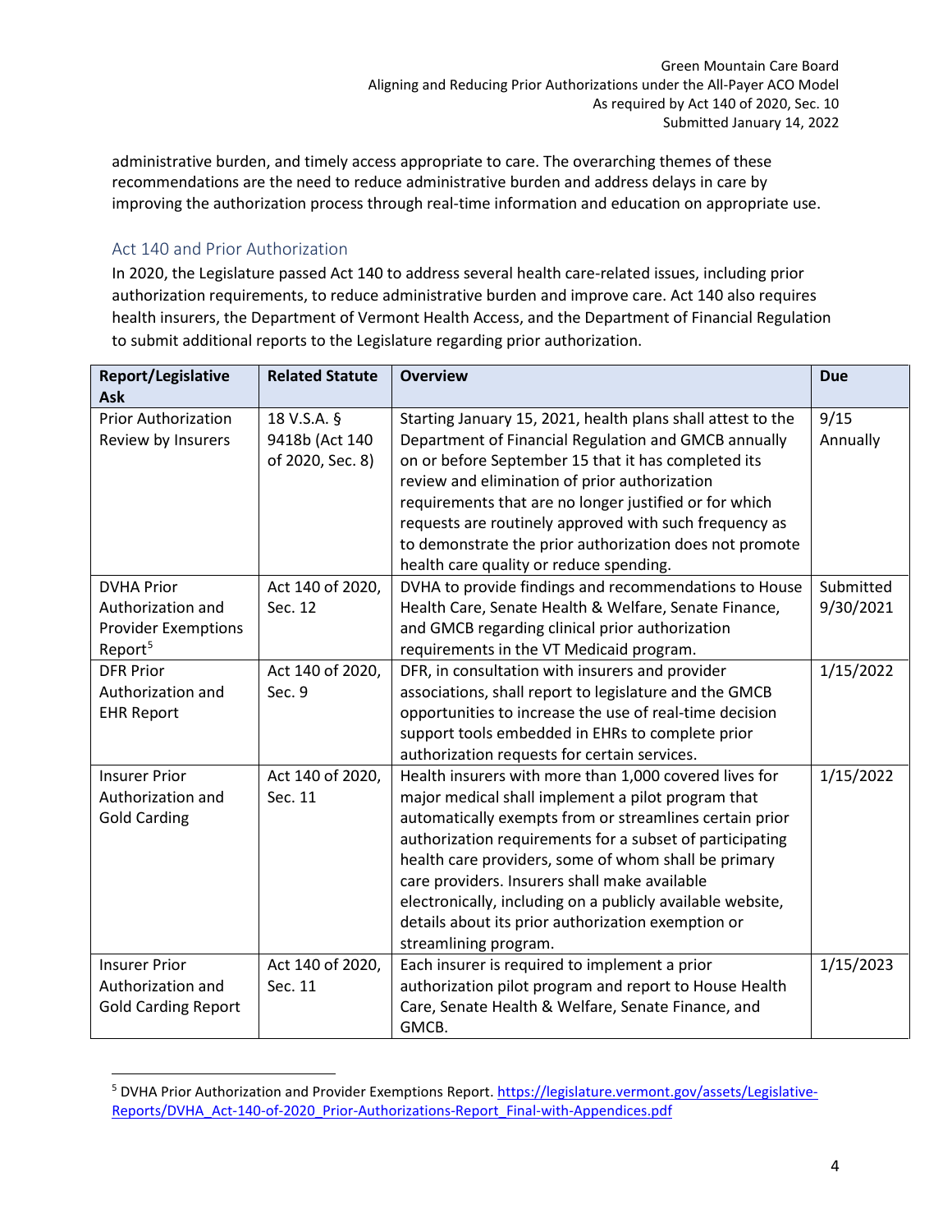administrative burden, and timely access appropriate to care. The overarching themes of these recommendations are the need to reduce administrative burden and address delays in care by improving the authorization process through real-time information and education on appropriate use.

## Act 140 and Prior Authorization

In 2020, the Legislature passed Act 140 to address several health care-related issues, including prior authorization requirements, to reduce administrative burden and improve care. Act 140 also requires health insurers, the Department of Vermont Health Access, and the Department of Financial Regulation to submit additional reports to the Legislature regarding prior authorization.

| Report/Legislative Ask | Related Statute | Overview | Due |
|---|---|---|---|
| Prior Authorization Review by Insurers | 18 V.S.A. § 9418b (Act 140 of 2020, Sec. 8) | Starting January 15, 2021, health plans shall attest to the Department of Financial Regulation and GMCB annually on or before September 15 that it has completed its review and elimination of prior authorization requirements that are no longer justified or for which requests are routinely approved with such frequency as to demonstrate the prior authorization does not promote health care quality or reduce spending. | 9/15 Annually |
| DVHA Prior Authorization and Provider Exemptions Report[5] | Act 140 of 2020, Sec. 12 | DVHA to provide findings and recommendations to House Health Care, Senate Health & Welfare, Senate Finance, and GMCB regarding clinical prior authorization requirements in the VT Medicaid program. | Submitted 9/30/2021 |
| DFR Prior Authorization and EHR Report | Act 140 of 2020, Sec. 9 | DFR, in consultation with insurers and provider associations, shall report to legislature and the GMCB opportunities to increase the use of real-time decision support tools embedded in EHRs to complete prior authorization requests for certain services. | 1/15/2022 |
| Insurer Prior Authorization and Gold Carding | Act 140 of 2020, Sec. 11 | Health insurers with more than 1,000 covered lives for major medical shall implement a pilot program that automatically exempts from or streamlines certain prior authorization requirements for a subset of participating health care providers, some of whom shall be primary care providers. Insurers shall make available electronically, including on a publicly available website, details about its prior authorization exemption or streamlining program. | 1/15/2022 |
| Insurer Prior Authorization and Gold Carding Report | Act 140 of 2020, Sec. 11 | Each insurer is required to implement a prior authorization pilot program and report to House Health Care, Senate Health & Welfare, Senate Finance, and GMCB. | 1/15/2023 |

[5] DVHA Prior Authorization and Provider Exemptions Report. https://legislature.vermont.gov/assets/Legislative-Reports/DVHA_Act-140-of-2020_Prior-Authorizations-Report_Final-with-Appendices.pdf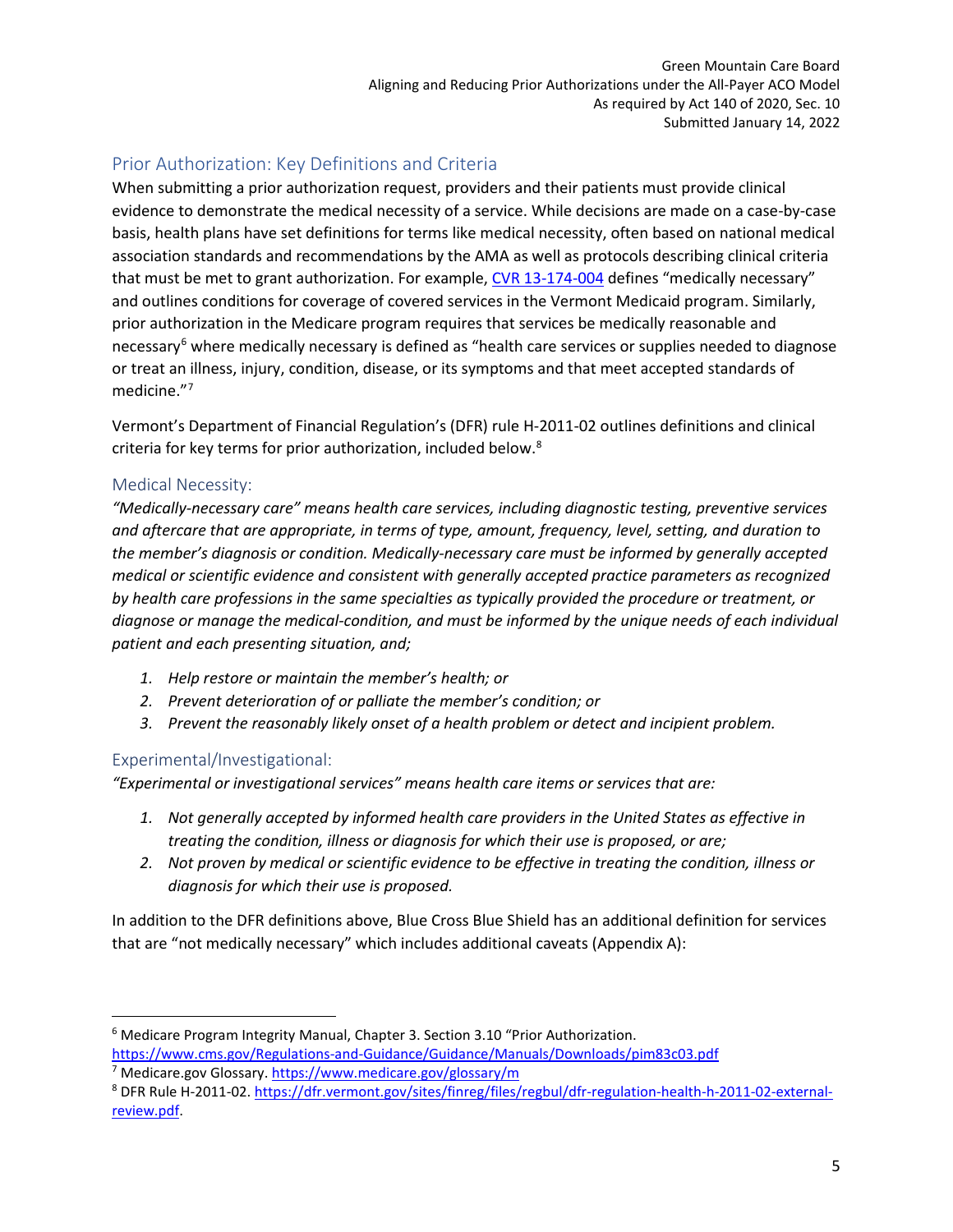## Prior Authorization: Key Definitions and Criteria

When submitting a prior authorization request, providers and their patients must provide clinical evidence to demonstrate the medical necessity of a service. While decisions are made on a case-by-case basis, health plans have set definitions for terms like medical necessity, often based on national medical association standards and recommendations by the AMA as well as protocols describing clinical criteria that must be met to grant authorization. For example, [CVR 13-174-004](CVR 13-174-004) defines "medically necessary" and outlines conditions for coverage of covered services in the Vermont Medicaid program. Similarly, prior authorization in the Medicare program requires that services be medically reasonable and necessary[6] where medically necessary is defined as "health care services or supplies needed to diagnose or treat an illness, injury, condition, disease, or its symptoms and that meet accepted standards of medicine."[7]

Vermont's Department of Financial Regulation's (DFR) rule H-2011-02 outlines definitions and clinical criteria for key terms for prior authorization, included below.[8]

### Medical Necessity:

*"Medically-necessary care" means health care services, including diagnostic testing, preventive services and aftercare that are appropriate, in terms of type, amount, frequency, level, setting, and duration to the member's diagnosis or condition. Medically-necessary care must be informed by generally accepted medical or scientific evidence and consistent with generally accepted practice parameters as recognized by health care professions in the same specialties as typically provided the procedure or treatment, or diagnose or manage the medical-condition, and must be informed by the unique needs of each individual patient and each presenting situation, and;*

1. *Help restore or maintain the member's health; or*
2. *Prevent deterioration of or palliate the member's condition; or*
3. *Prevent the reasonably likely onset of a health problem or detect and incipient problem.*

### Experimental/Investigational:

*"Experimental or investigational services" means health care items or services that are:*

1. *Not generally accepted by informed health care providers in the United States as effective in treating the condition, illness or diagnosis for which their use is proposed, or are;*
2. *Not proven by medical or scientific evidence to be effective in treating the condition, illness or diagnosis for which their use is proposed.*

In addition to the DFR definitions above, Blue Cross Blue Shield has an additional definition for services that are "not medically necessary" which includes additional caveats (Appendix A):

---

[6] Medicare Program Integrity Manual, Chapter 3. Section 3.10 "Prior Authorization. https://www.cms.gov/Regulations-and-Guidance/Guidance/Manuals/Downloads/pim83c03.pdf

[7] Medicare.gov Glossary. https://www.medicare.gov/glossary/m

[8] DFR Rule H-2011-02. https://dfr.vermont.gov/sites/finreg/files/regbul/dfr-regulation-health-h-2011-02-external-review.pdf.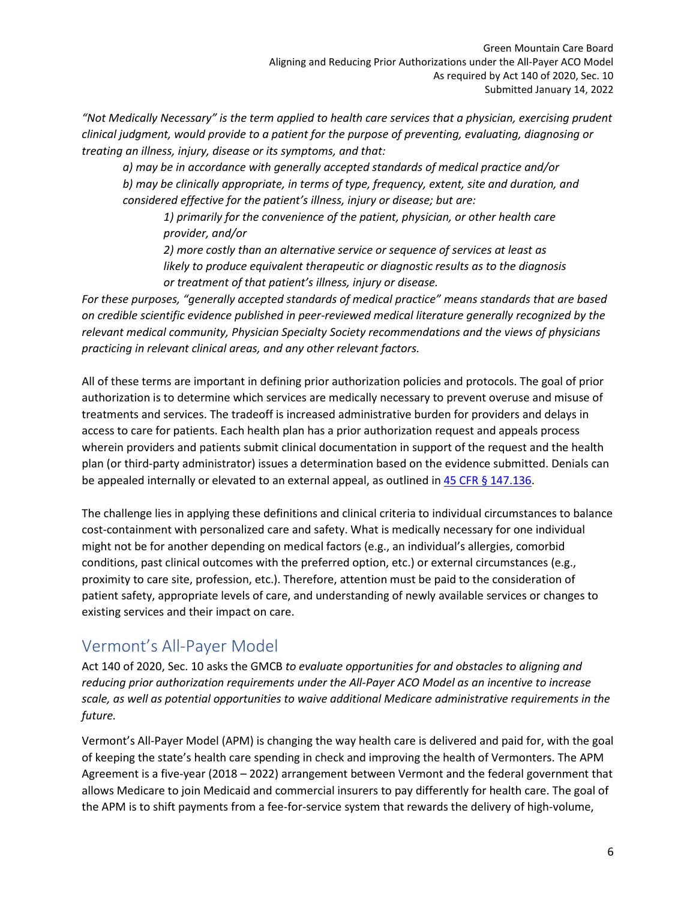*"Not Medically Necessary" is the term applied to health care services that a physician, exercising prudent clinical judgment, would provide to a patient for the purpose of preventing, evaluating, diagnosing or treating an illness, injury, disease or its symptoms, and that:*

> *a) may be in accordance with generally accepted standards of medical practice and/or*
> *b) may be clinically appropriate, in terms of type, frequency, extent, site and duration, and considered effective for the patient's illness, injury or disease; but are:*
>
> > *1) primarily for the convenience of the patient, physician, or other health care provider, and/or*
> > *2) more costly than an alternative service or sequence of services at least as likely to produce equivalent therapeutic or diagnostic results as to the diagnosis or treatment of that patient's illness, injury or disease.*

*For these purposes, "generally accepted standards of medical practice" means standards that are based on credible scientific evidence published in peer-reviewed medical literature generally recognized by the relevant medical community, Physician Specialty Society recommendations and the views of physicians practicing in relevant clinical areas, and any other relevant factors.*

All of these terms are important in defining prior authorization policies and protocols. The goal of prior authorization is to determine which services are medically necessary to prevent overuse and misuse of treatments and services. The tradeoff is increased administrative burden for providers and delays in access to care for patients. Each health plan has a prior authorization request and appeals process wherein providers and patients submit clinical documentation in support of the request and the health plan (or third-party administrator) issues a determination based on the evidence submitted. Denials can be appealed internally or elevated to an external appeal, as outlined in 45 CFR § 147.136.

The challenge lies in applying these definitions and clinical criteria to individual circumstances to balance cost-containment with personalized care and safety. What is medically necessary for one individual might not be for another depending on medical factors (e.g., an individual's allergies, comorbid conditions, past clinical outcomes with the preferred option, etc.) or external circumstances (e.g., proximity to care site, profession, etc.). Therefore, attention must be paid to the consideration of patient safety, appropriate levels of care, and understanding of newly available services or changes to existing services and their impact on care.

## Vermont's All-Payer Model

Act 140 of 2020, Sec. 10 asks the GMCB *to evaluate opportunities for and obstacles to aligning and reducing prior authorization requirements under the All-Payer ACO Model as an incentive to increase scale, as well as potential opportunities to waive additional Medicare administrative requirements in the future.*

Vermont's All-Payer Model (APM) is changing the way health care is delivered and paid for, with the goal of keeping the state's health care spending in check and improving the health of Vermonters. The APM Agreement is a five-year (2018 – 2022) arrangement between Vermont and the federal government that allows Medicare to join Medicaid and commercial insurers to pay differently for health care. The goal of the APM is to shift payments from a fee-for-service system that rewards the delivery of high-volume,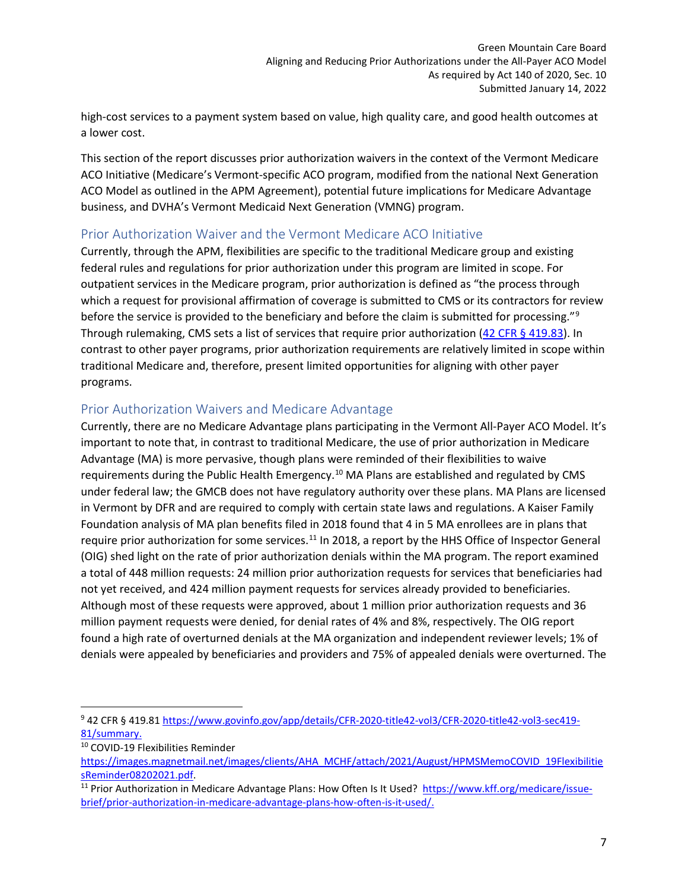high-cost services to a payment system based on value, high quality care, and good health outcomes at a lower cost.

This section of the report discusses prior authorization waivers in the context of the Vermont Medicare ACO Initiative (Medicare's Vermont-specific ACO program, modified from the national Next Generation ACO Model as outlined in the APM Agreement), potential future implications for Medicare Advantage business, and DVHA's Vermont Medicaid Next Generation (VMNG) program.

## Prior Authorization Waiver and the Vermont Medicare ACO Initiative

Currently, through the APM, flexibilities are specific to the traditional Medicare group and existing federal rules and regulations for prior authorization under this program are limited in scope. For outpatient services in the Medicare program, prior authorization is defined as "the process through which a request for provisional affirmation of coverage is submitted to CMS or its contractors for review before the service is provided to the beneficiary and before the claim is submitted for processing."[9] Through rulemaking, CMS sets a list of services that require prior authorization (42 CFR § 419.83). In contrast to other payer programs, prior authorization requirements are relatively limited in scope within traditional Medicare and, therefore, present limited opportunities for aligning with other payer programs.

## Prior Authorization Waivers and Medicare Advantage

Currently, there are no Medicare Advantage plans participating in the Vermont All-Payer ACO Model. It's important to note that, in contrast to traditional Medicare, the use of prior authorization in Medicare Advantage (MA) is more pervasive, though plans were reminded of their flexibilities to waive requirements during the Public Health Emergency.[10] MA Plans are established and regulated by CMS under federal law; the GMCB does not have regulatory authority over these plans. MA Plans are licensed in Vermont by DFR and are required to comply with certain state laws and regulations. A Kaiser Family Foundation analysis of MA plan benefits filed in 2018 found that 4 in 5 MA enrollees are in plans that require prior authorization for some services.[11] In 2018, a report by the HHS Office of Inspector General (OIG) shed light on the rate of prior authorization denials within the MA program. The report examined a total of 448 million requests: 24 million prior authorization requests for services that beneficiaries had not yet received, and 424 million payment requests for services already provided to beneficiaries. Although most of these requests were approved, about 1 million prior authorization requests and 36 million payment requests were denied, for denial rates of 4% and 8%, respectively. The OIG report found a high rate of overturned denials at the MA organization and independent reviewer levels; 1% of denials were appealed by beneficiaries and providers and 75% of appealed denials were overturned. The

---

[9] 42 CFR § 419.81 https://www.govinfo.gov/app/details/CFR-2020-title42-vol3/CFR-2020-title42-vol3-sec419-81/summary.

[10] COVID-19 Flexibilities Reminder https://images.magnetmail.net/images/clients/AHA_MCHF/attach/2021/August/HPMSMemoCOVID_19FlexibilitiesReminder08202021.pdf.

[11] Prior Authorization in Medicare Advantage Plans: How Often Is It Used? https://www.kff.org/medicare/issue-brief/prior-authorization-in-medicare-advantage-plans-how-often-is-it-used/.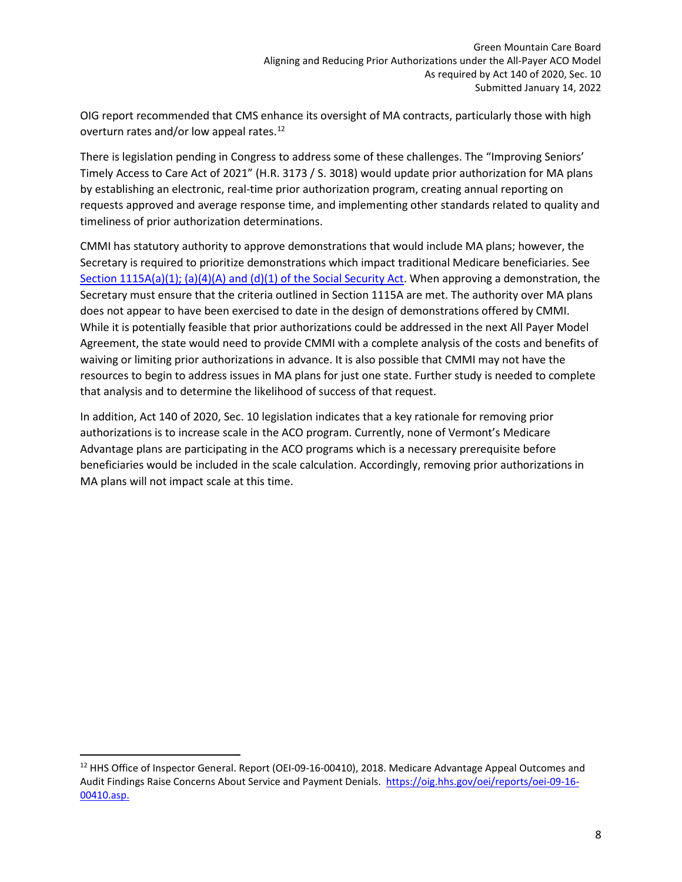OIG report recommended that CMS enhance its oversight of MA contracts, particularly those with high overturn rates and/or low appeal rates.[12]

There is legislation pending in Congress to address some of these challenges. The "Improving Seniors' Timely Access to Care Act of 2021" (H.R. 3173 / S. 3018) would update prior authorization for MA plans by establishing an electronic, real-time prior authorization program, creating annual reporting on requests approved and average response time, and implementing other standards related to quality and timeliness of prior authorization determinations.

CMMI has statutory authority to approve demonstrations that would include MA plans; however, the Secretary is required to prioritize demonstrations which impact traditional Medicare beneficiaries. See Section 1115A(a)(1); (a)(4)(A) and (d)(1) of the Social Security Act. When approving a demonstration, the Secretary must ensure that the criteria outlined in Section 1115A are met. The authority over MA plans does not appear to have been exercised to date in the design of demonstrations offered by CMMI. While it is potentially feasible that prior authorizations could be addressed in the next All Payer Model Agreement, the state would need to provide CMMI with a complete analysis of the costs and benefits of waiving or limiting prior authorizations in advance. It is also possible that CMMI may not have the resources to begin to address issues in MA plans for just one state. Further study is needed to complete that analysis and to determine the likelihood of success of that request.

In addition, Act 140 of 2020, Sec. 10 legislation indicates that a key rationale for removing prior authorizations is to increase scale in the ACO program. Currently, none of Vermont's Medicare Advantage plans are participating in the ACO programs which is a necessary prerequisite before beneficiaries would be included in the scale calculation. Accordingly, removing prior authorizations in MA plans will not impact scale at this time.

---

[12] HHS Office of Inspector General. Report (OEI-09-16-00410), 2018. Medicare Advantage Appeal Outcomes and Audit Findings Raise Concerns About Service and Payment Denials. https://oig.hhs.gov/oei/reports/oei-09-16-00410.asp.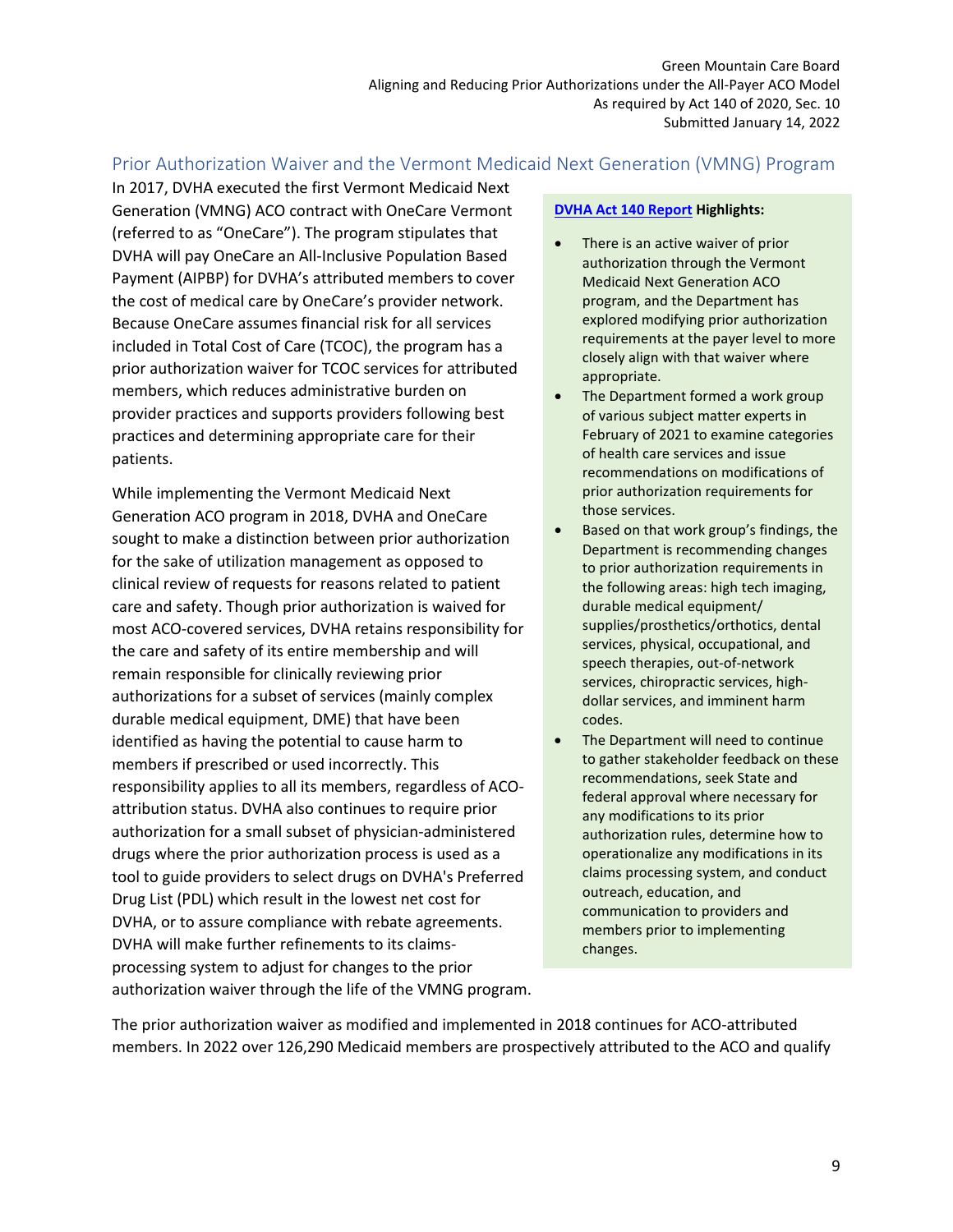## Prior Authorization Waiver and the Vermont Medicaid Next Generation (VMNG) Program

In 2017, DVHA executed the first Vermont Medicaid Next Generation (VMNG) ACO contract with OneCare Vermont (referred to as "OneCare"). The program stipulates that DVHA will pay OneCare an All-Inclusive Population Based Payment (AIPBP) for DVHA's attributed members to cover the cost of medical care by OneCare's provider network. Because OneCare assumes financial risk for all services included in Total Cost of Care (TCOC), the program has a prior authorization waiver for TCOC services for attributed members, which reduces administrative burden on provider practices and supports providers following best practices and determining appropriate care for their patients.

While implementing the Vermont Medicaid Next Generation ACO program in 2018, DVHA and OneCare sought to make a distinction between prior authorization for the sake of utilization management as opposed to clinical review of requests for reasons related to patient care and safety. Though prior authorization is waived for most ACO-covered services, DVHA retains responsibility for the care and safety of its entire membership and will remain responsible for clinically reviewing prior authorizations for a subset of services (mainly complex durable medical equipment, DME) that have been identified as having the potential to cause harm to members if prescribed or used incorrectly. This responsibility applies to all its members, regardless of ACO-attribution status. DVHA also continues to require prior authorization for a small subset of physician-administered drugs where the prior authorization process is used as a tool to guide providers to select drugs on DVHA's Preferred Drug List (PDL) which result in the lowest net cost for DVHA, or to assure compliance with rebate agreements. DVHA will make further refinements to its claims-processing system to adjust for changes to the prior authorization waiver through the life of the VMNG program.

**DVHA Act 140 Report Highlights:**

- There is an active waiver of prior authorization through the Vermont Medicaid Next Generation ACO program, and the Department has explored modifying prior authorization requirements at the payer level to more closely align with that waiver where appropriate.
- The Department formed a work group of various subject matter experts in February of 2021 to examine categories of health care services and issue recommendations on modifications of prior authorization requirements for those services.
- Based on that work group's findings, the Department is recommending changes to prior authorization requirements in the following areas: high tech imaging, durable medical equipment/ supplies/prosthetics/orthotics, dental services, physical, occupational, and speech therapies, out-of-network services, chiropractic services, high-dollar services, and imminent harm codes.
- The Department will need to continue to gather stakeholder feedback on these recommendations, seek State and federal approval where necessary for any modifications to its prior authorization rules, determine how to operationalize any modifications in its claims processing system, and conduct outreach, education, and communication to providers and members prior to implementing changes.

The prior authorization waiver as modified and implemented in 2018 continues for ACO-attributed members. In 2022 over 126,290 Medicaid members are prospectively attributed to the ACO and qualify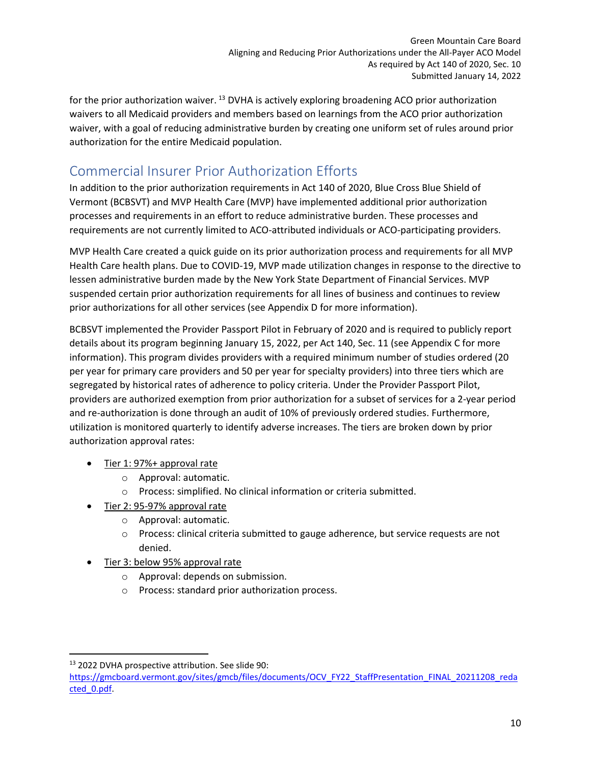for the prior authorization waiver.[13] DVHA is actively exploring broadening ACO prior authorization waivers to all Medicaid providers and members based on learnings from the ACO prior authorization waiver, with a goal of reducing administrative burden by creating one uniform set of rules around prior authorization for the entire Medicaid population.

## Commercial Insurer Prior Authorization Efforts

In addition to the prior authorization requirements in Act 140 of 2020, Blue Cross Blue Shield of Vermont (BCBSVT) and MVP Health Care (MVP) have implemented additional prior authorization processes and requirements in an effort to reduce administrative burden. These processes and requirements are not currently limited to ACO-attributed individuals or ACO-participating providers.

MVP Health Care created a quick guide on its prior authorization process and requirements for all MVP Health Care health plans. Due to COVID-19, MVP made utilization changes in response to the directive to lessen administrative burden made by the New York State Department of Financial Services. MVP suspended certain prior authorization requirements for all lines of business and continues to review prior authorizations for all other services (see Appendix D for more information).

BCBSVT implemented the Provider Passport Pilot in February of 2020 and is required to publicly report details about its program beginning January 15, 2022, per Act 140, Sec. 11 (see Appendix C for more information). This program divides providers with a required minimum number of studies ordered (20 per year for primary care providers and 50 per year for specialty providers) into three tiers which are segregated by historical rates of adherence to policy criteria. Under the Provider Passport Pilot, providers are authorized exemption from prior authorization for a subset of services for a 2-year period and re-authorization is done through an audit of 10% of previously ordered studies. Furthermore, utilization is monitored quarterly to identify adverse increases. The tiers are broken down by prior authorization approval rates:

- Tier 1: 97%+ approval rate
  - Approval: automatic.
  - Process: simplified. No clinical information or criteria submitted.
- Tier 2: 95-97% approval rate
  - Approval: automatic.
  - Process: clinical criteria submitted to gauge adherence, but service requests are not denied.
- Tier 3: below 95% approval rate
  - Approval: depends on submission.
  - Process: standard prior authorization process.

---

[13] 2022 DVHA prospective attribution. See slide 90: https://gmcboard.vermont.gov/sites/gmcb/files/documents/OCV_FY22_StaffPresentation_FINAL_20211208_redacted_0.pdf.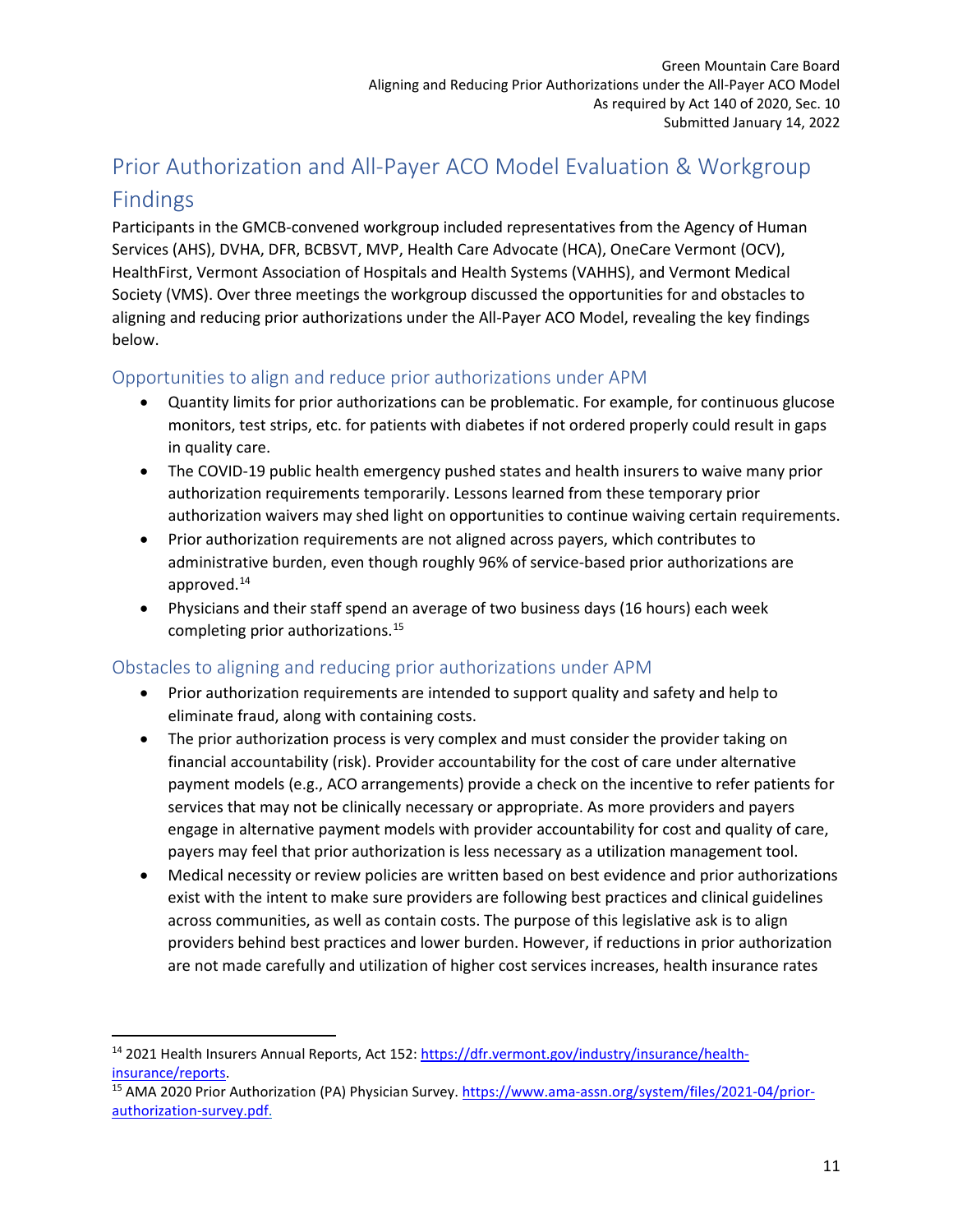## Prior Authorization and All-Payer ACO Model Evaluation & Workgroup Findings

Participants in the GMCB-convened workgroup included representatives from the Agency of Human Services (AHS), DVHA, DFR, BCBSVT, MVP, Health Care Advocate (HCA), OneCare Vermont (OCV), HealthFirst, Vermont Association of Hospitals and Health Systems (VAHHS), and Vermont Medical Society (VMS). Over three meetings the workgroup discussed the opportunities for and obstacles to aligning and reducing prior authorizations under the All-Payer ACO Model, revealing the key findings below.

### Opportunities to align and reduce prior authorizations under APM

- Quantity limits for prior authorizations can be problematic. For example, for continuous glucose monitors, test strips, etc. for patients with diabetes if not ordered properly could result in gaps in quality care.
- The COVID-19 public health emergency pushed states and health insurers to waive many prior authorization requirements temporarily. Lessons learned from these temporary prior authorization waivers may shed light on opportunities to continue waiving certain requirements.
- Prior authorization requirements are not aligned across payers, which contributes to administrative burden, even though roughly 96% of service-based prior authorizations are approved.[14]
- Physicians and their staff spend an average of two business days (16 hours) each week completing prior authorizations.[15]

### Obstacles to aligning and reducing prior authorizations under APM

- Prior authorization requirements are intended to support quality and safety and help to eliminate fraud, along with containing costs.
- The prior authorization process is very complex and must consider the provider taking on financial accountability (risk). Provider accountability for the cost of care under alternative payment models (e.g., ACO arrangements) provide a check on the incentive to refer patients for services that may not be clinically necessary or appropriate. As more providers and payers engage in alternative payment models with provider accountability for cost and quality of care, payers may feel that prior authorization is less necessary as a utilization management tool.
- Medical necessity or review policies are written based on best evidence and prior authorizations exist with the intent to make sure providers are following best practices and clinical guidelines across communities, as well as contain costs. The purpose of this legislative ask is to align providers behind best practices and lower burden. However, if reductions in prior authorization are not made carefully and utilization of higher cost services increases, health insurance rates

---

[14] 2021 Health Insurers Annual Reports, Act 152: https://dfr.vermont.gov/industry/insurance/health-insurance/reports.

[15] AMA 2020 Prior Authorization (PA) Physician Survey. https://www.ama-assn.org/system/files/2021-04/prior-authorization-survey.pdf.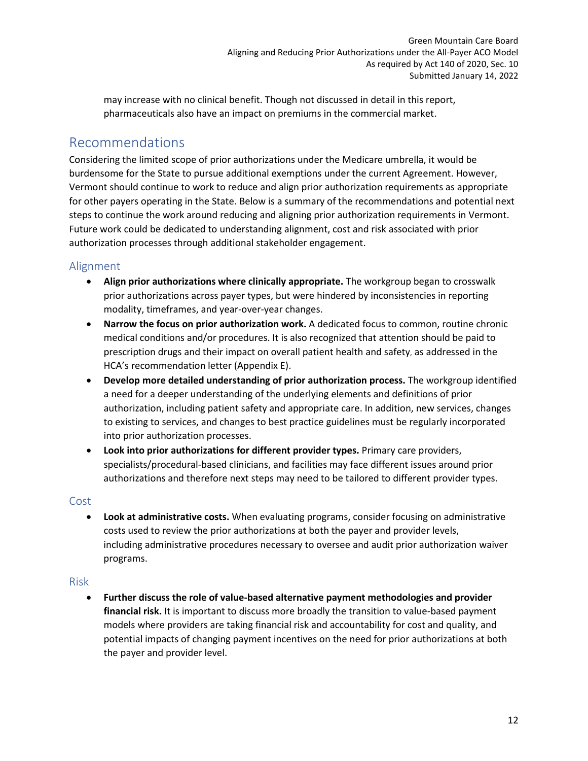may increase with no clinical benefit. Though not discussed in detail in this report, pharmaceuticals also have an impact on premiums in the commercial market.

## Recommendations

Considering the limited scope of prior authorizations under the Medicare umbrella, it would be burdensome for the State to pursue additional exemptions under the current Agreement. However, Vermont should continue to work to reduce and align prior authorization requirements as appropriate for other payers operating in the State. Below is a summary of the recommendations and potential next steps to continue the work around reducing and aligning prior authorization requirements in Vermont. Future work could be dedicated to understanding alignment, cost and risk associated with prior authorization processes through additional stakeholder engagement.

### Alignment

- **Align prior authorizations where clinically appropriate.** The workgroup began to crosswalk prior authorizations across payer types, but were hindered by inconsistencies in reporting modality, timeframes, and year-over-year changes.
- **Narrow the focus on prior authorization work.** A dedicated focus to common, routine chronic medical conditions and/or procedures. It is also recognized that attention should be paid to prescription drugs and their impact on overall patient health and safety, as addressed in the HCA's recommendation letter (Appendix E).
- **Develop more detailed understanding of prior authorization process.** The workgroup identified a need for a deeper understanding of the underlying elements and definitions of prior authorization, including patient safety and appropriate care. In addition, new services, changes to existing to services, and changes to best practice guidelines must be regularly incorporated into prior authorization processes.
- **Look into prior authorizations for different provider types.** Primary care providers, specialists/procedural-based clinicians, and facilities may face different issues around prior authorizations and therefore next steps may need to be tailored to different provider types.

### Cost

- **Look at administrative costs.** When evaluating programs, consider focusing on administrative costs used to review the prior authorizations at both the payer and provider levels, including administrative procedures necessary to oversee and audit prior authorization waiver programs.

### Risk

- **Further discuss the role of value-based alternative payment methodologies and provider financial risk.** It is important to discuss more broadly the transition to value-based payment models where providers are taking financial risk and accountability for cost and quality, and potential impacts of changing payment incentives on the need for prior authorizations at both the payer and provider level.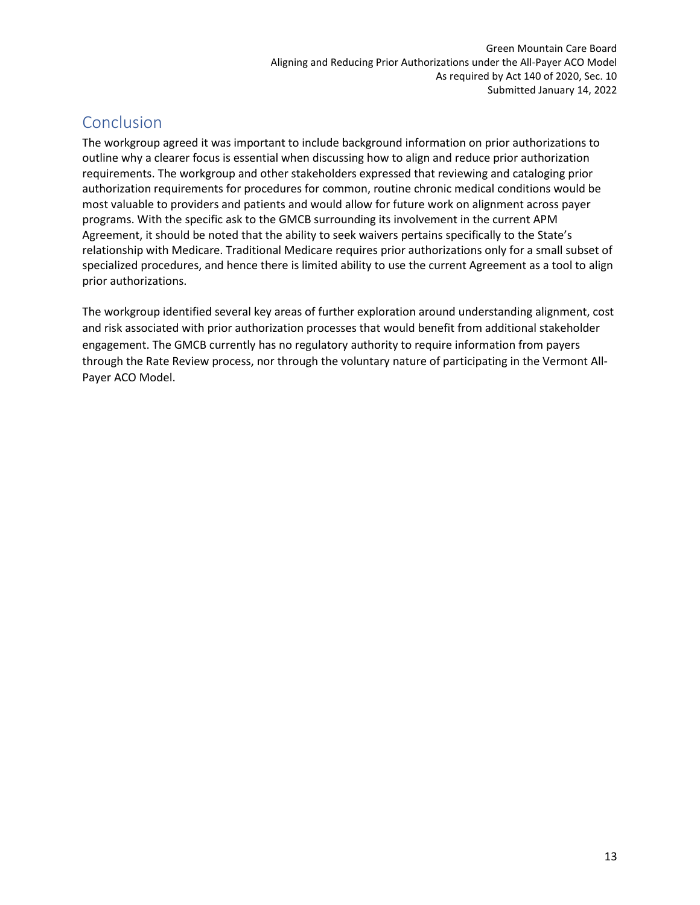## Conclusion

The workgroup agreed it was important to include background information on prior authorizations to outline why a clearer focus is essential when discussing how to align and reduce prior authorization requirements. The workgroup and other stakeholders expressed that reviewing and cataloging prior authorization requirements for procedures for common, routine chronic medical conditions would be most valuable to providers and patients and would allow for future work on alignment across payer programs. With the specific ask to the GMCB surrounding its involvement in the current APM Agreement, it should be noted that the ability to seek waivers pertains specifically to the State's relationship with Medicare. Traditional Medicare requires prior authorizations only for a small subset of specialized procedures, and hence there is limited ability to use the current Agreement as a tool to align prior authorizations.

The workgroup identified several key areas of further exploration around understanding alignment, cost and risk associated with prior authorization processes that would benefit from additional stakeholder engagement. The GMCB currently has no regulatory authority to require information from payers through the Rate Review process, nor through the voluntary nature of participating in the Vermont All-Payer ACO Model.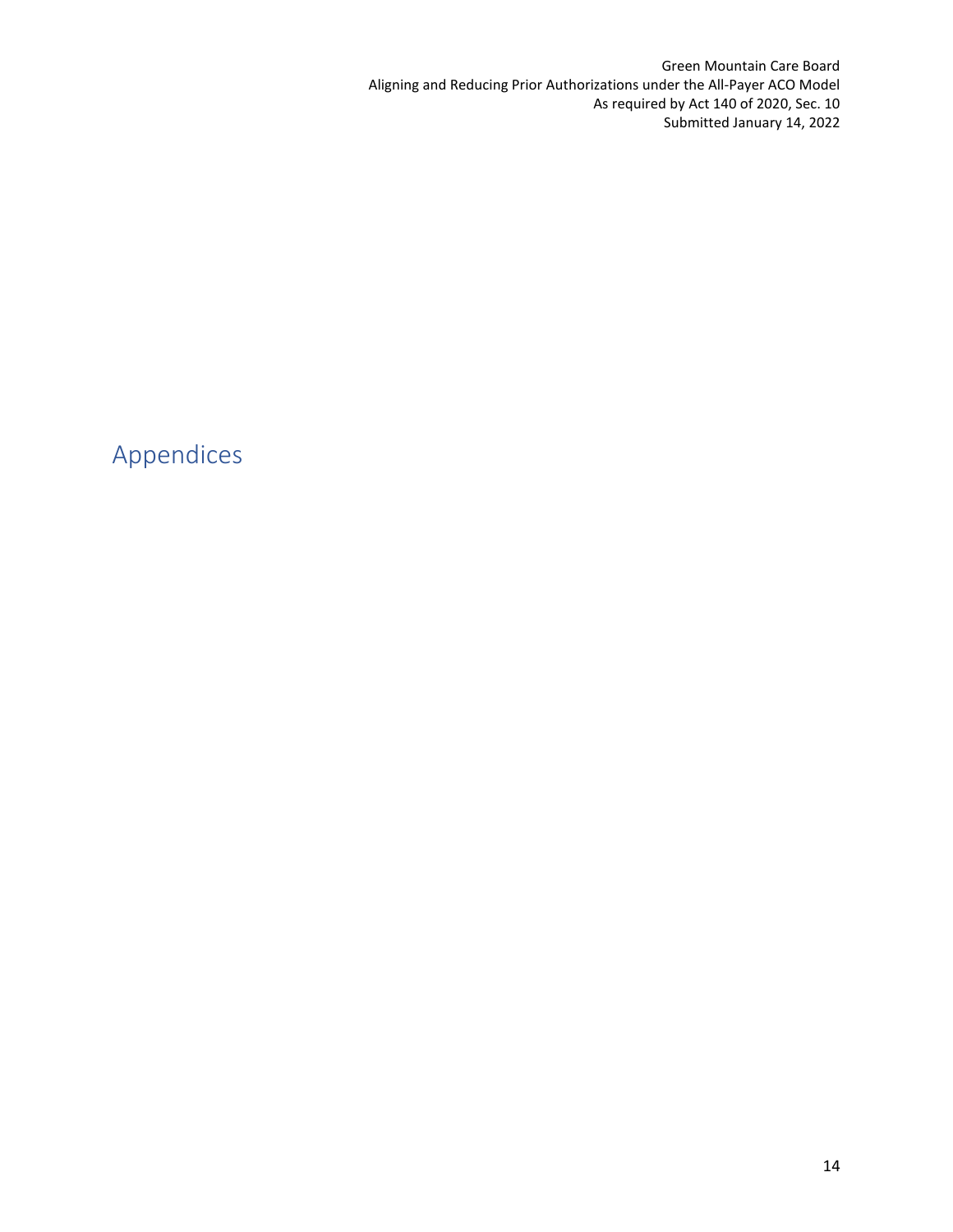# Appendices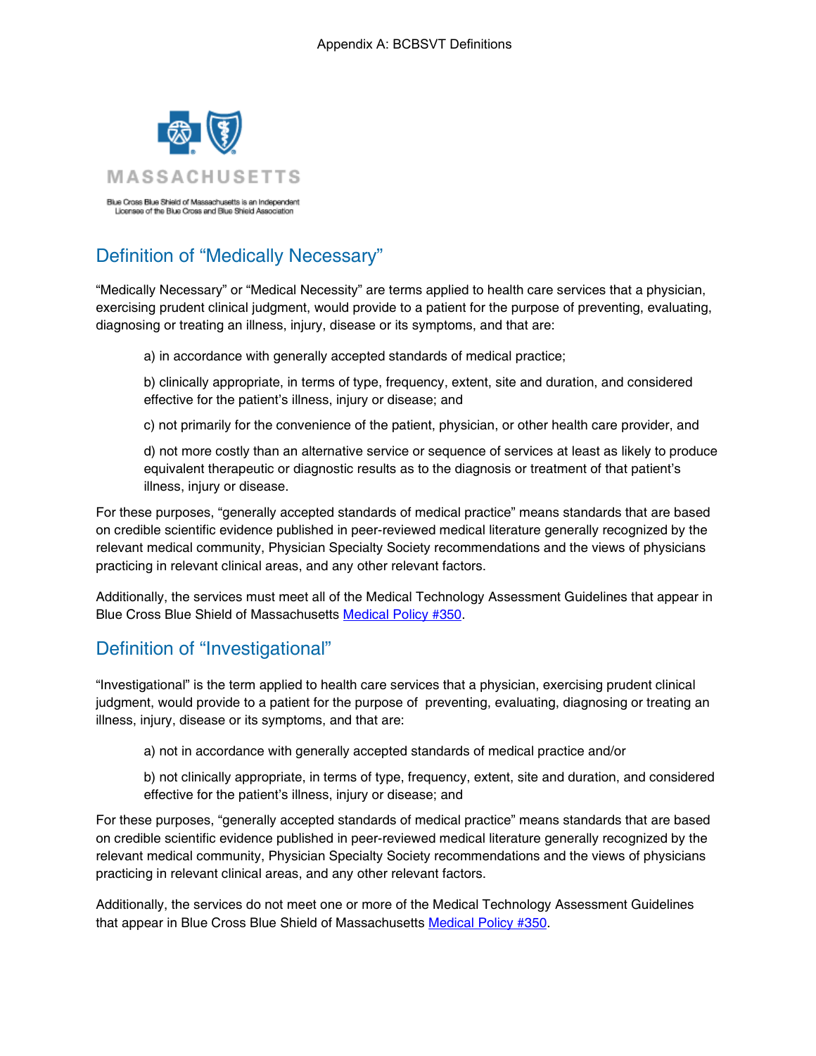Appendix A: BCBSVT Definitions

MASSACHUSETTS

Blue Cross Blue Shield of Massachusetts is an Independent Licensee of the Blue Cross and Blue Shield Association

## Definition of "Medically Necessary"

"Medically Necessary" or "Medical Necessity" are terms applied to health care services that a physician, exercising prudent clinical judgment, would provide to a patient for the purpose of preventing, evaluating, diagnosing or treating an illness, injury, disease or its symptoms, and that are:

> a) in accordance with generally accepted standards of medical practice;
>
> b) clinically appropriate, in terms of type, frequency, extent, site and duration, and considered effective for the patient's illness, injury or disease; and
>
> c) not primarily for the convenience of the patient, physician, or other health care provider, and
>
> d) not more costly than an alternative service or sequence of services at least as likely to produce equivalent therapeutic or diagnostic results as to the diagnosis or treatment of that patient's illness, injury or disease.

For these purposes, "generally accepted standards of medical practice" means standards that are based on credible scientific evidence published in peer-reviewed medical literature generally recognized by the relevant medical community, Physician Specialty Society recommendations and the views of physicians practicing in relevant clinical areas, and any other relevant factors.

Additionally, the services must meet all of the Medical Technology Assessment Guidelines that appear in Blue Cross Blue Shield of Massachusetts Medical Policy #350.

## Definition of "Investigational"

"Investigational" is the term applied to health care services that a physician, exercising prudent clinical judgment, would provide to a patient for the purpose of preventing, evaluating, diagnosing or treating an illness, injury, disease or its symptoms, and that are:

> a) not in accordance with generally accepted standards of medical practice and/or
>
> b) not clinically appropriate, in terms of type, frequency, extent, site and duration, and considered effective for the patient's illness, injury or disease; and

For these purposes, "generally accepted standards of medical practice" means standards that are based on credible scientific evidence published in peer-reviewed medical literature generally recognized by the relevant medical community, Physician Specialty Society recommendations and the views of physicians practicing in relevant clinical areas, and any other relevant factors.

Additionally, the services do not meet one or more of the Medical Technology Assessment Guidelines that appear in Blue Cross Blue Shield of Massachusetts Medical Policy #350.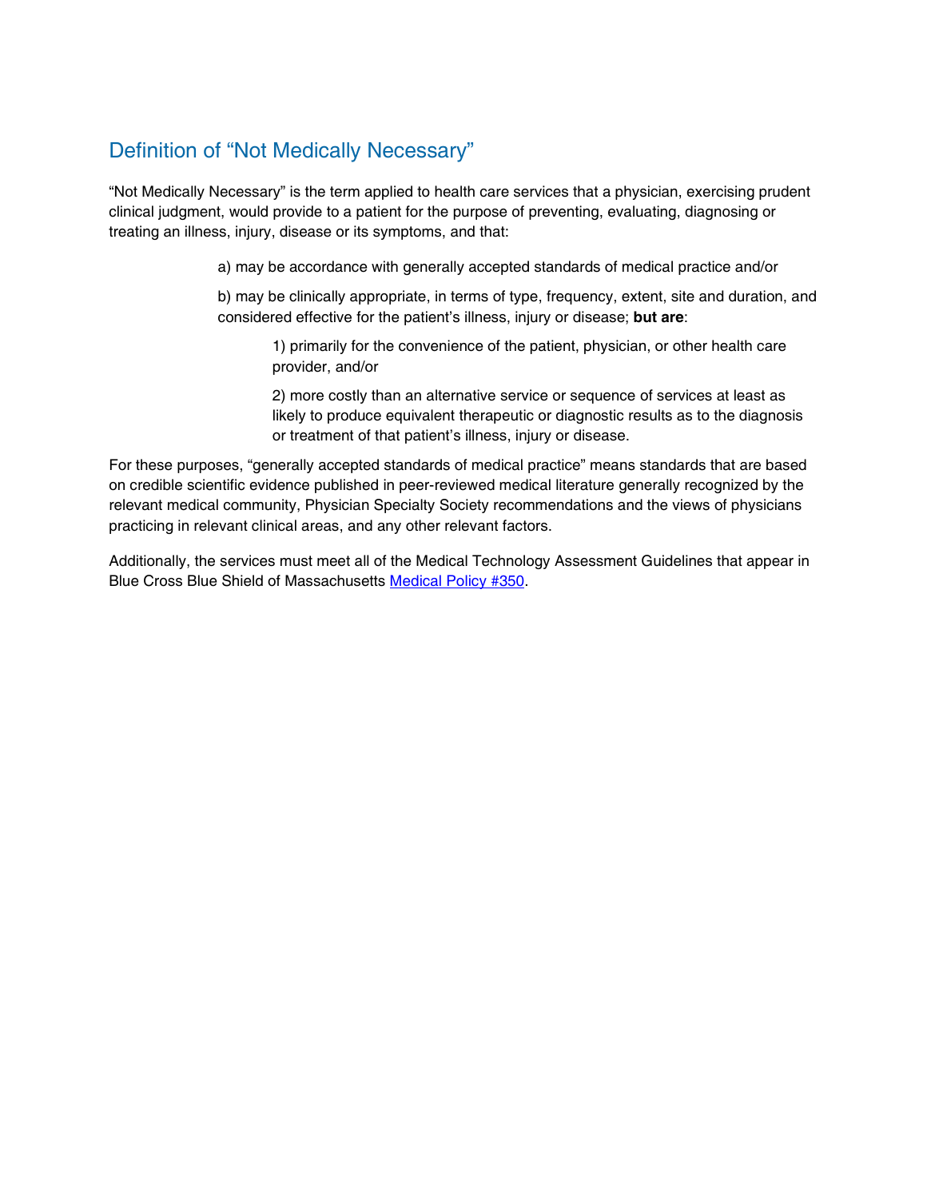## Definition of "Not Medically Necessary"

"Not Medically Necessary" is the term applied to health care services that a physician, exercising prudent clinical judgment, would provide to a patient for the purpose of preventing, evaluating, diagnosing or treating an illness, injury, disease or its symptoms, and that:

> a) may be accordance with generally accepted standards of medical practice and/or
>
> b) may be clinically appropriate, in terms of type, frequency, extent, site and duration, and considered effective for the patient's illness, injury or disease; **but are**:
>
> > 1) primarily for the convenience of the patient, physician, or other health care provider, and/or
> >
> > 2) more costly than an alternative service or sequence of services at least as likely to produce equivalent therapeutic or diagnostic results as to the diagnosis or treatment of that patient's illness, injury or disease.

For these purposes, "generally accepted standards of medical practice" means standards that are based on credible scientific evidence published in peer-reviewed medical literature generally recognized by the relevant medical community, Physician Specialty Society recommendations and the views of physicians practicing in relevant clinical areas, and any other relevant factors.

Additionally, the services must meet all of the Medical Technology Assessment Guidelines that appear in Blue Cross Blue Shield of Massachusetts Medical Policy #350.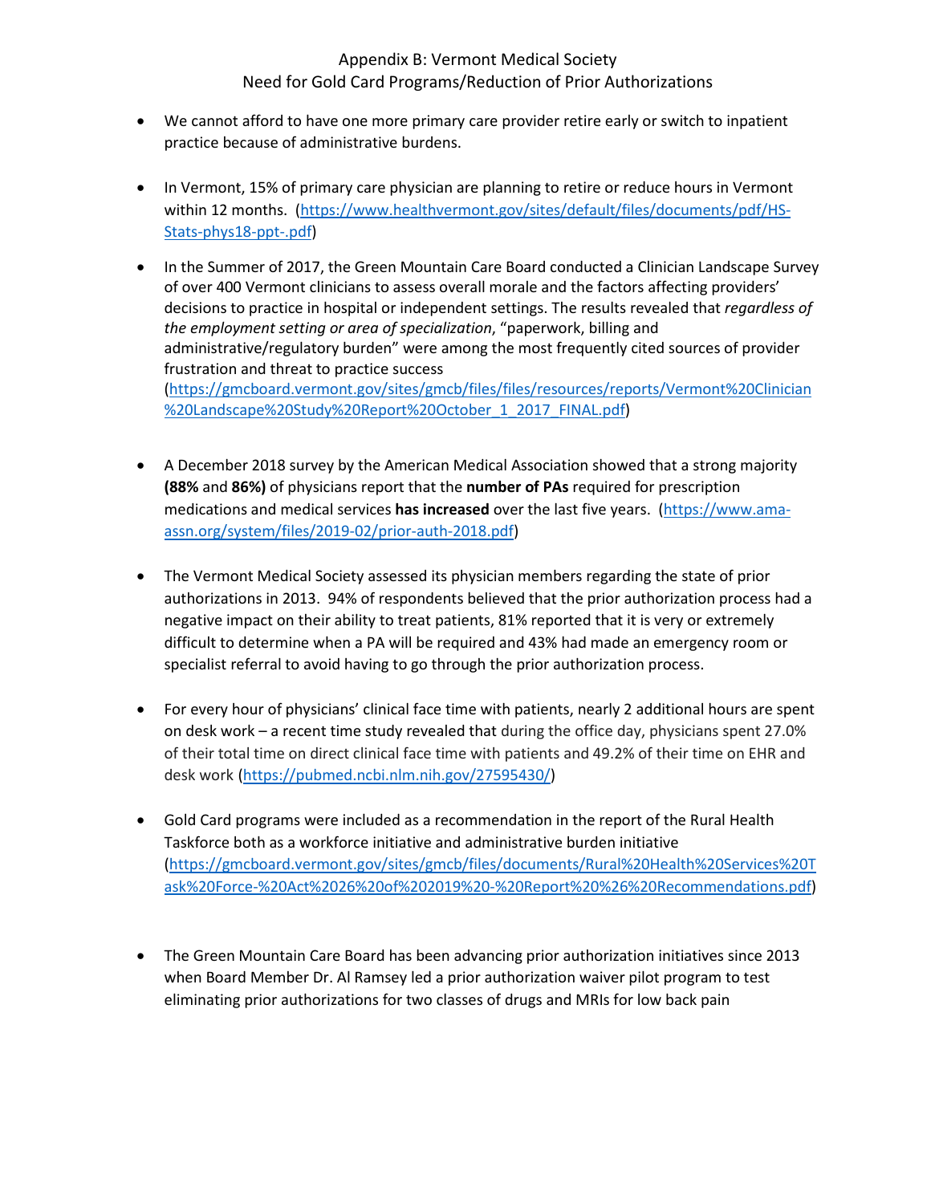# Appendix B: Vermont Medical Society
## Need for Gold Card Programs/Reduction of Prior Authorizations

- We cannot afford to have one more primary care provider retire early or switch to inpatient practice because of administrative burdens.

- In Vermont, 15% of primary care physician are planning to retire or reduce hours in Vermont within 12 months. (https://www.healthvermont.gov/sites/default/files/documents/pdf/HS-Stats-phys18-ppt-.pdf)

- In the Summer of 2017, the Green Mountain Care Board conducted a Clinician Landscape Survey of over 400 Vermont clinicians to assess overall morale and the factors affecting providers' decisions to practice in hospital or independent settings. The results revealed that *regardless of the employment setting or area of specialization*, "paperwork, billing and administrative/regulatory burden" were among the most frequently cited sources of provider frustration and threat to practice success (https://gmcboard.vermont.gov/sites/gmcb/files/files/resources/reports/Vermont%20Clinician%20Landscape%20Study%20Report%20October_1_2017_FINAL.pdf)

- A December 2018 survey by the American Medical Association showed that a strong majority **(88%** and **86%)** of physicians report that the **number of PAs** required for prescription medications and medical services **has increased** over the last five years. (https://www.ama-assn.org/system/files/2019-02/prior-auth-2018.pdf)

- The Vermont Medical Society assessed its physician members regarding the state of prior authorizations in 2013. 94% of respondents believed that the prior authorization process had a negative impact on their ability to treat patients, 81% reported that it is very or extremely difficult to determine when a PA will be required and 43% had made an emergency room or specialist referral to avoid having to go through the prior authorization process.

- For every hour of physicians' clinical face time with patients, nearly 2 additional hours are spent on desk work – a recent time study revealed that during the office day, physicians spent 27.0% of their total time on direct clinical face time with patients and 49.2% of their time on EHR and desk work (https://pubmed.ncbi.nlm.nih.gov/27595430/)

- Gold Card programs were included as a recommendation in the report of the Rural Health Taskforce both as a workforce initiative and administrative burden initiative (https://gmcboard.vermont.gov/sites/gmcb/files/documents/Rural%20Health%20Services%20Task%20Force-%20Act%2026%20of%202019%20-%20Report%20%26%20Recommendations.pdf)

- The Green Mountain Care Board has been advancing prior authorization initiatives since 2013 when Board Member Dr. Al Ramsey led a prior authorization waiver pilot program to test eliminating prior authorizations for two classes of drugs and MRIs for low back pain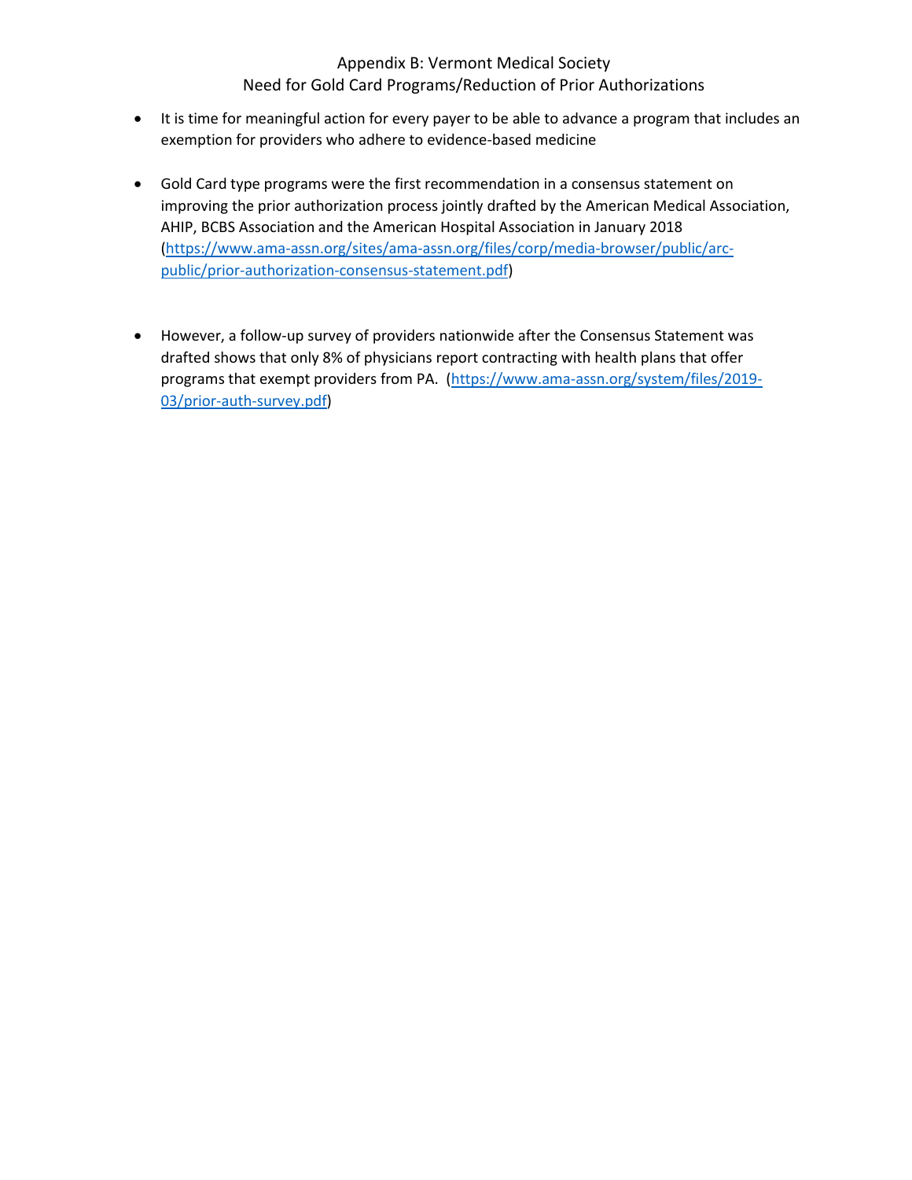# Appendix B: Vermont Medical Society
## Need for Gold Card Programs/Reduction of Prior Authorizations

- It is time for meaningful action for every payer to be able to advance a program that includes an exemption for providers who adhere to evidence-based medicine

- Gold Card type programs were the first recommendation in a consensus statement on improving the prior authorization process jointly drafted by the American Medical Association, AHIP, BCBS Association and the American Hospital Association in January 2018 (https://www.ama-assn.org/sites/ama-assn.org/files/corp/media-browser/public/arc-public/prior-authorization-consensus-statement.pdf)

- However, a follow-up survey of providers nationwide after the Consensus Statement was drafted shows that only 8% of physicians report contracting with health plans that offer programs that exempt providers from PA. (https://www.ama-assn.org/system/files/2019-03/prior-auth-survey.pdf)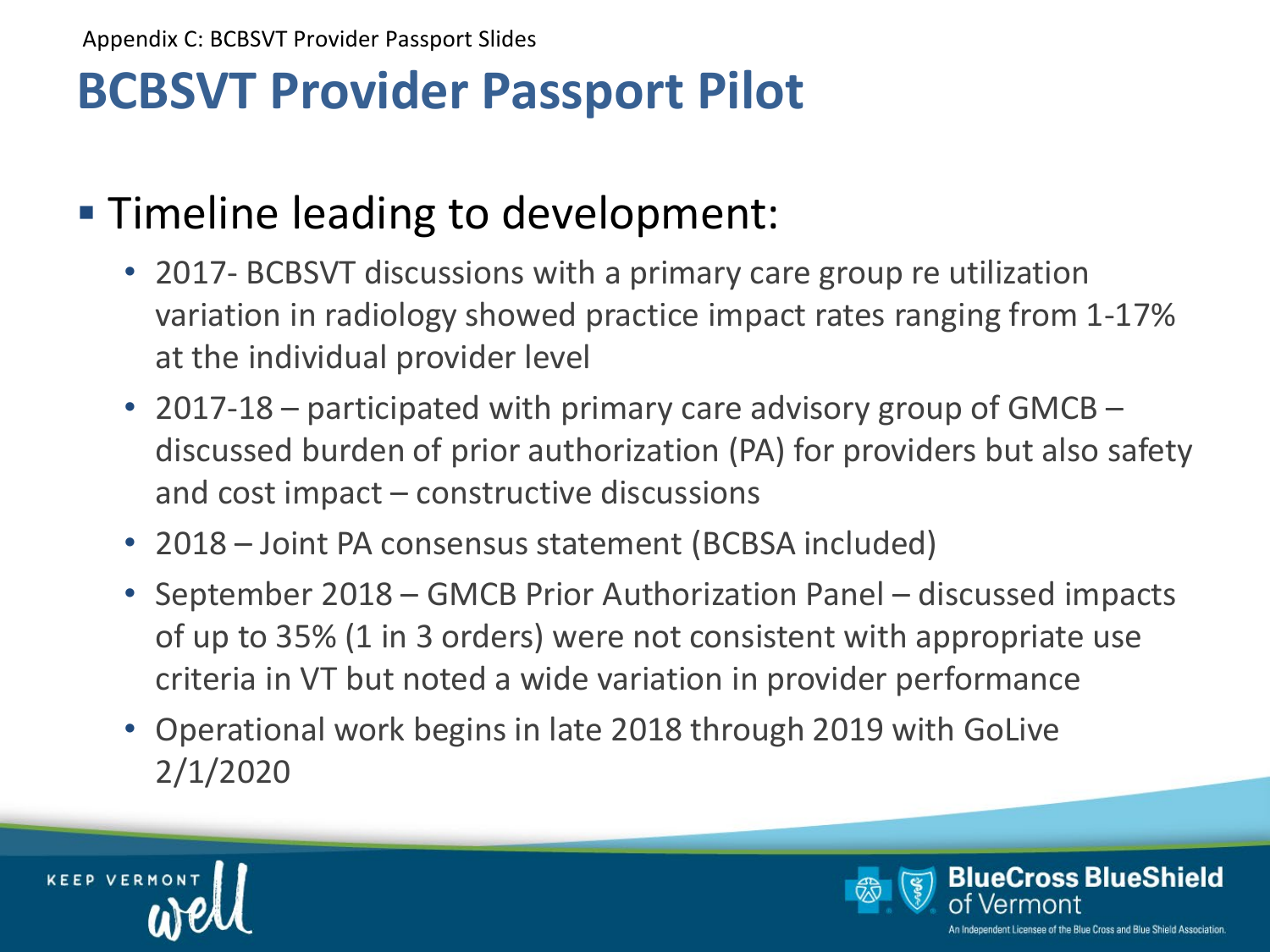Appendix C: BCBSVT Provider Passport Slides

# BCBSVT Provider Passport Pilot

- Timeline leading to development:
  - 2017- BCBSVT discussions with a primary care group re utilization variation in radiology showed practice impact rates ranging from 1-17% at the individual provider level
  - 2017-18 – participated with primary care advisory group of GMCB – discussed burden of prior authorization (PA) for providers but also safety and cost impact – constructive discussions
  - 2018 – Joint PA consensus statement (BCBSA included)
  - September 2018 – GMCB Prior Authorization Panel – discussed impacts of up to 35% (1 in 3 orders) were not consistent with appropriate use criteria in VT but noted a wide variation in provider performance
  - Operational work begins in late 2018 through 2019 with GoLive 2/1/2020

KEEP VERMONT well

BlueCross BlueShield of Vermont

An Independent Licensee of the Blue Cross and Blue Shield Association.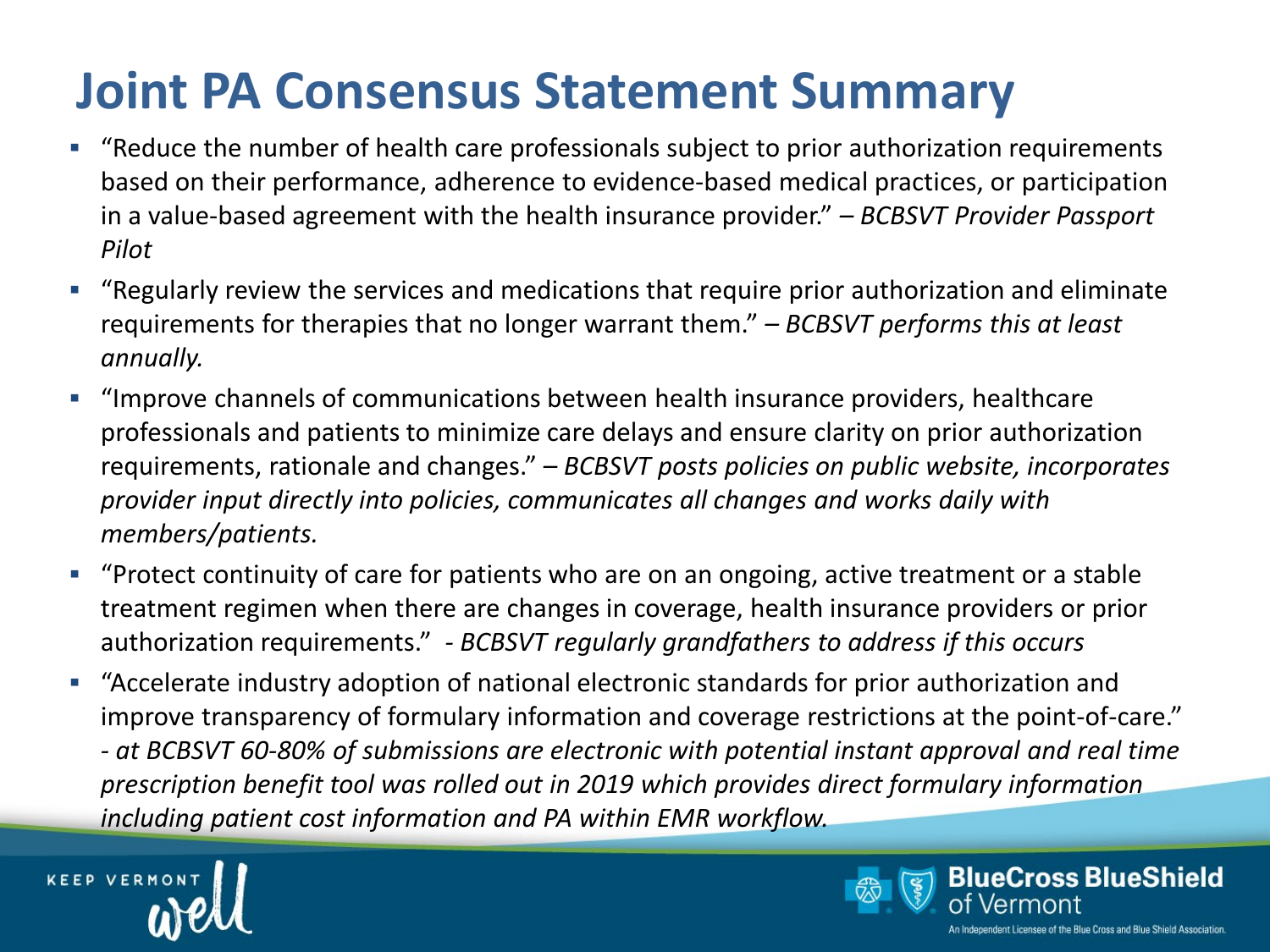# Joint PA Consensus Statement Summary

- "Reduce the number of health care professionals subject to prior authorization requirements based on their performance, adherence to evidence-based medical practices, or participation in a value-based agreement with the health insurance provider." – *BCBSVT Provider Passport Pilot*
- "Regularly review the services and medications that require prior authorization and eliminate requirements for therapies that no longer warrant them." – *BCBSVT performs this at least annually.*
- "Improve channels of communications between health insurance providers, healthcare professionals and patients to minimize care delays and ensure clarity on prior authorization requirements, rationale and changes." – *BCBSVT posts policies on public website, incorporates provider input directly into policies, communicates all changes and works daily with members/patients.*
- "Protect continuity of care for patients who are on an ongoing, active treatment or a stable treatment regimen when there are changes in coverage, health insurance providers or prior authorization requirements." - *BCBSVT regularly grandfathers to address if this occurs*
- "Accelerate industry adoption of national electronic standards for prior authorization and improve transparency of formulary information and coverage restrictions at the point-of-care." - *at BCBSVT 60-80% of submissions are electronic with potential instant approval and real time prescription benefit tool was rolled out in 2019 which provides direct formulary information including patient cost information and PA within EMR workflow.*

KEEP VERMONT well

BlueCross BlueShield of Vermont

An Independent Licensee of the Blue Cross and Blue Shield Association.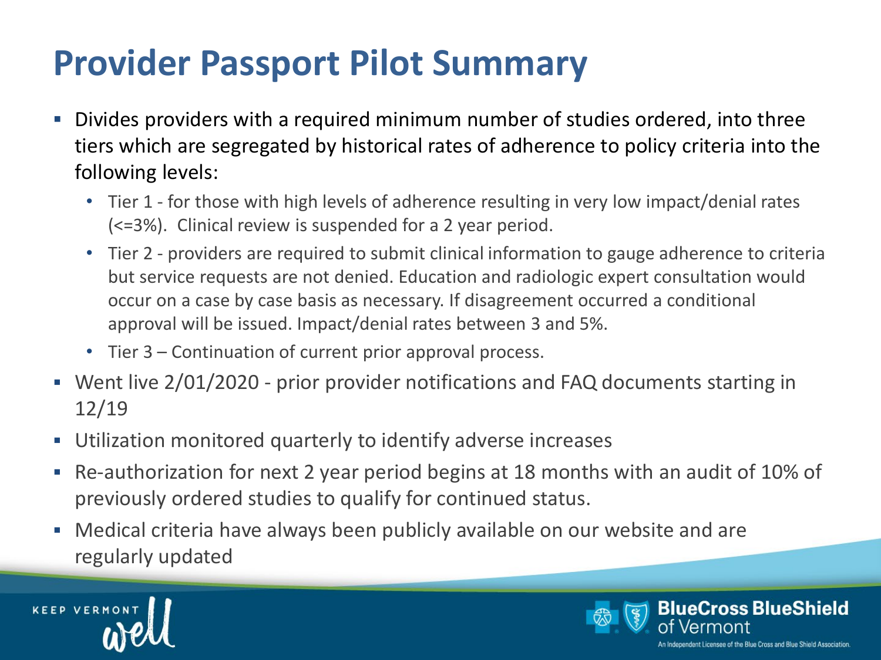# Provider Passport Pilot Summary

- Divides providers with a required minimum number of studies ordered, into three tiers which are segregated by historical rates of adherence to policy criteria into the following levels:
  - Tier 1 - for those with high levels of adherence resulting in very low impact/denial rates (<=3%). Clinical review is suspended for a 2 year period.
  - Tier 2 - providers are required to submit clinical information to gauge adherence to criteria but service requests are not denied. Education and radiologic expert consultation would occur on a case by case basis as necessary. If disagreement occurred a conditional approval will be issued. Impact/denial rates between 3 and 5%.
  - Tier 3 – Continuation of current prior approval process.
- Went live 2/01/2020 - prior provider notifications and FAQ documents starting in 12/19
- Utilization monitored quarterly to identify adverse increases
- Re-authorization for next 2 year period begins at 18 months with an audit of 10% of previously ordered studies to qualify for continued status.
- Medical criteria have always been publicly available on our website and are regularly updated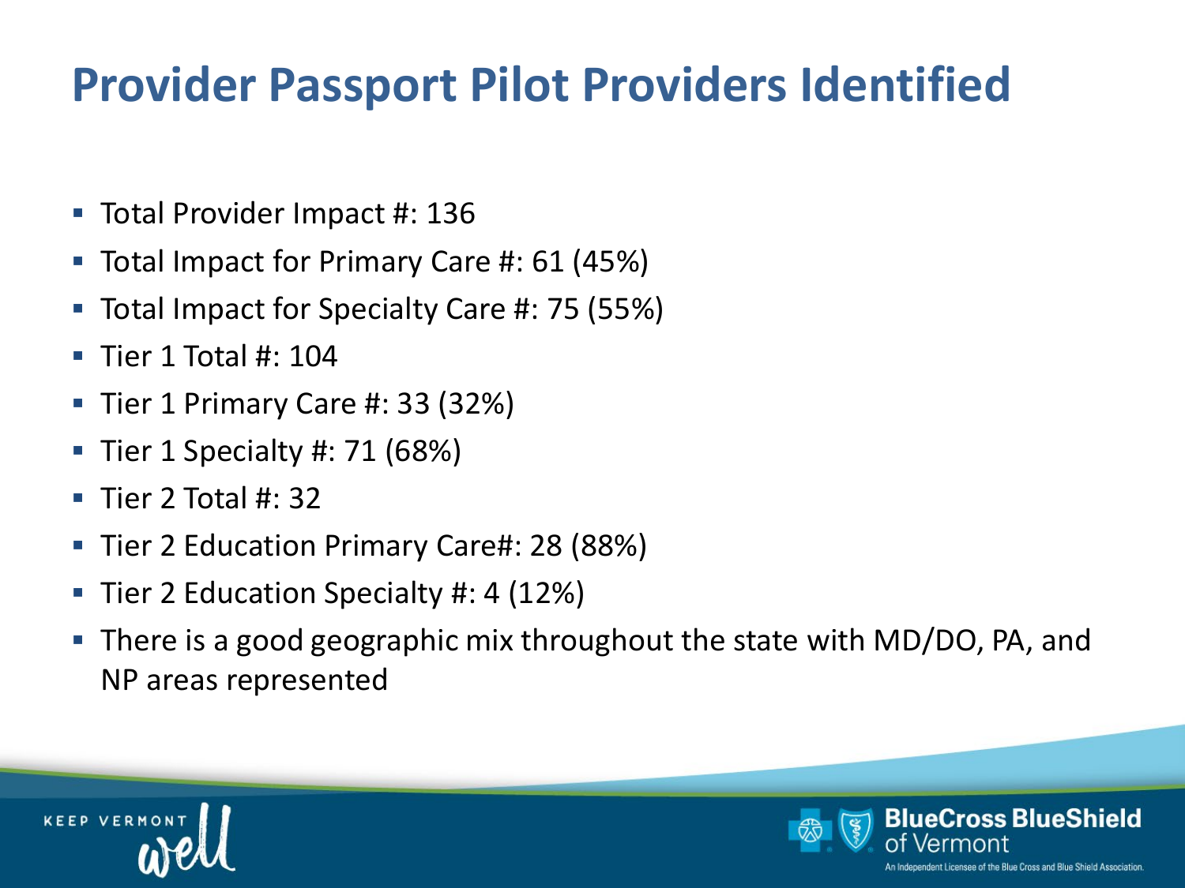# Provider Passport Pilot Providers Identified

- Total Provider Impact #: 136
- Total Impact for Primary Care #: 61 (45%)
- Total Impact for Specialty Care #: 75 (55%)
- Tier 1 Total #: 104
- Tier 1 Primary Care #: 33 (32%)
- Tier 1 Specialty #: 71 (68%)
- Tier 2 Total #: 32
- Tier 2 Education Primary Care#: 28 (88%)
- Tier 2 Education Specialty #: 4 (12%)
- There is a good geographic mix throughout the state with MD/DO, PA, and NP areas represented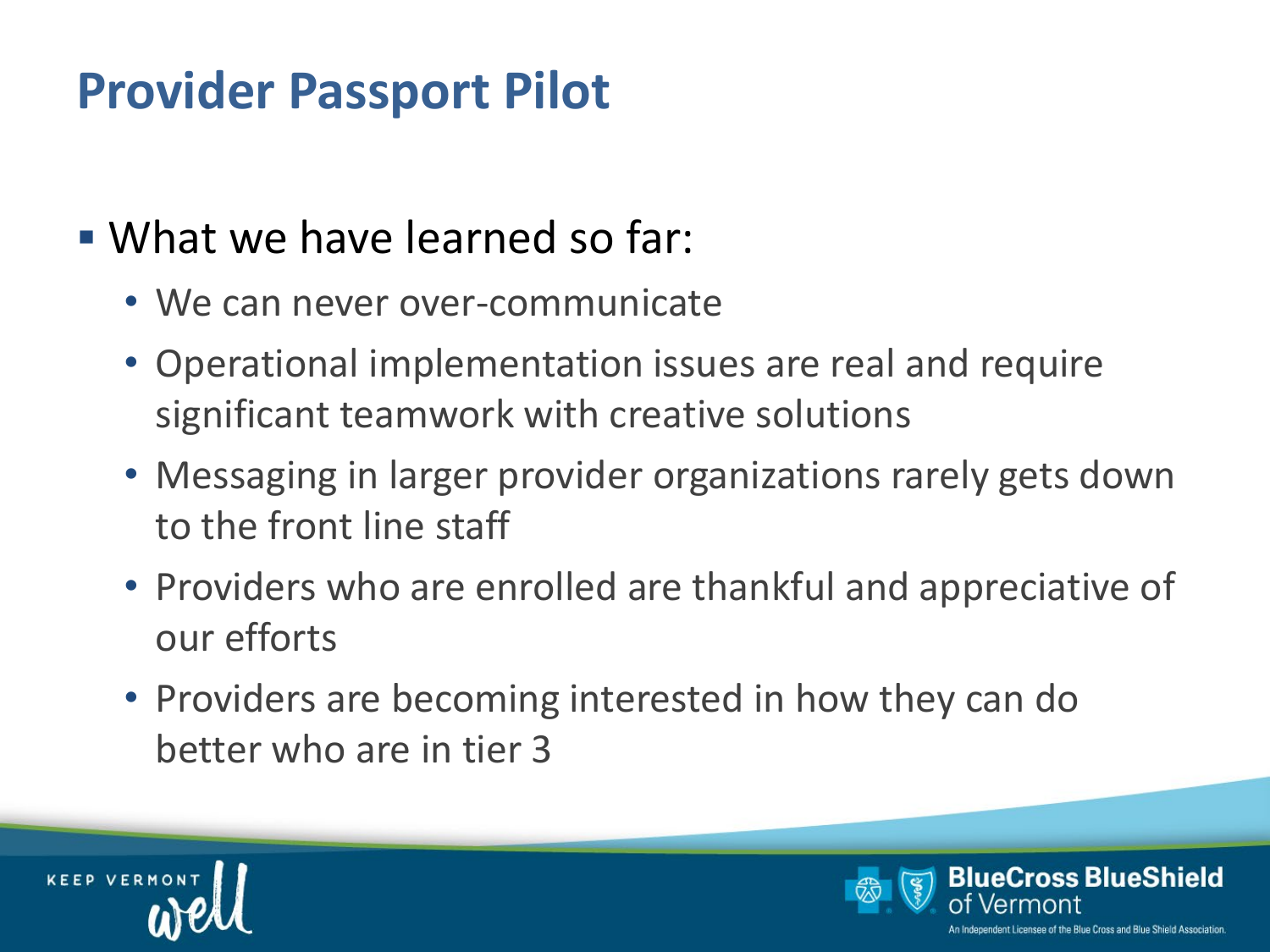# Provider Passport Pilot

- What we have learned so far:
  - We can never over-communicate
  - Operational implementation issues are real and require significant teamwork with creative solutions
  - Messaging in larger provider organizations rarely gets down to the front line staff
  - Providers who are enrolled are thankful and appreciative of our efforts
  - Providers are becoming interested in how they can do better who are in tier 3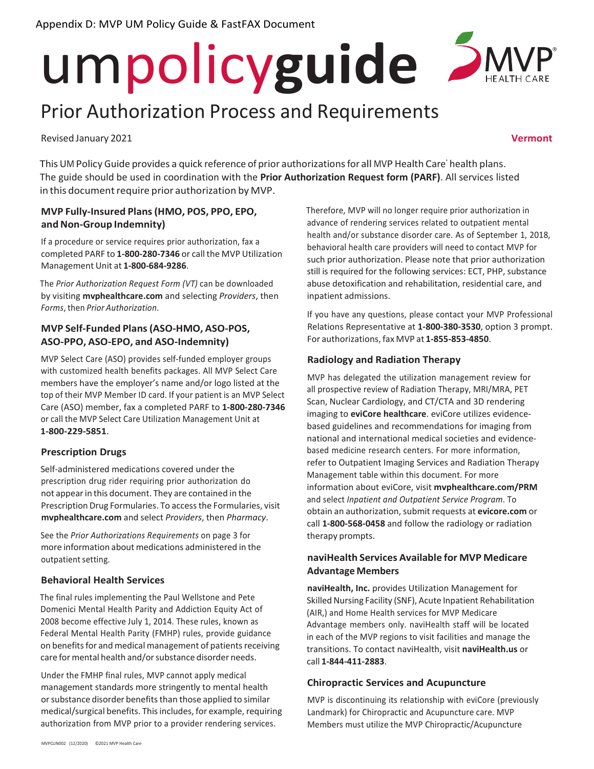Appendix D: MVP UM Policy Guide & FastFAX Document

# umpolicyguide

## Prior Authorization Process and Requirements

Revised January 2021

**Vermont**

This UM Policy Guide provides a quick reference of prior authorizations for all MVP Health Care® health plans. The guide should be used in coordination with the **Prior Authorization Request form (PARF)**. All services listed in this document require prior authorization by MVP.

### MVP Fully-Insured Plans (HMO, POS, PPO, EPO, and Non-Group Indemnity)

If a procedure or service requires prior authorization, fax a completed PARF to **1-800-280-7346** or call the MVP Utilization Management Unit at **1-800-684-9286**.

The *Prior Authorization Request Form (VT)* can be downloaded by visiting **mvphealthcare.com** and selecting *Providers*, then *Forms*, then *Prior Authorization*.

### MVP Self-Funded Plans (ASO-HMO, ASO-POS, ASO-PPO, ASO-EPO, and ASO-Indemnity)

MVP Select Care (ASO) provides self-funded employer groups with customized health benefits packages. All MVP Select Care members have the employer's name and/or logo listed at the top of their MVP Member ID card. If your patient is an MVP Select Care (ASO) member, fax a completed PARF to **1-800-280-7346** or call the MVP Select Care Utilization Management Unit at **1-800-229-5851**.

### Prescription Drugs

Self-administered medications covered under the prescription drug rider requiring prior authorization do not appear in this document. They are contained in the Prescription Drug Formularies. To access the Formularies, visit **mvphealthcare.com** and select *Providers*, then *Pharmacy*.

See the *Prior Authorizations Requirements* on page 3 for more information about medications administered in the outpatient setting.

### Behavioral Health Services

The final rules implementing the Paul Wellstone and Pete Domenici Mental Health Parity and Addiction Equity Act of 2008 become effective July 1, 2014. These rules, known as Federal Mental Health Parity (FMHP) rules, provide guidance on benefits for and medical management of patients receiving care for mental health and/or substance disorder needs.

Under the FMHP final rules, MVP cannot apply medical management standards more stringently to mental health or substance disorder benefits than those applied to similar medical/surgical benefits. This includes, for example, requiring authorization from MVP prior to a provider rendering services.

Therefore, MVP will no longer require prior authorization in advance of rendering services related to outpatient mental health and/or substance disorder care. As of September 1, 2018, behavioral health care providers will need to contact MVP for such prior authorization. Please note that prior authorization still is required for the following services: ECT, PHP, substance abuse detoxification and rehabilitation, residential care, and inpatient admissions.

If you have any questions, please contact your MVP Professional Relations Representative at **1-800-380-3530**, option 3 prompt. For authorizations, fax MVP at **1-855-853-4850**.

### Radiology and Radiation Therapy

MVP has delegated the utilization management review for all prospective review of Radiation Therapy, MRI/MRA, PET Scan, Nuclear Cardiology, and CT/CTA and 3D rendering imaging to **eviCore healthcare**. eviCore utilizes evidence-based guidelines and recommendations for imaging from national and international medical societies and evidence-based medicine research centers. For more information, refer to Outpatient Imaging Services and Radiation Therapy Management table within this document. For more information about eviCore, visit **mvphealthcare.com/PRM** and select *Inpatient and Outpatient Service Program*. To obtain an authorization, submit requests at **evicore.com** or call **1-800-568-0458** and follow the radiology or radiation therapy prompts.

### naviHealth Services Available for MVP Medicare Advantage Members

**naviHealth, Inc.** provides Utilization Management for Skilled Nursing Facility (SNF), Acute Inpatient Rehabilitation (AIR,) and Home Health services for MVP Medicare Advantage members only. naviHealth staff will be located in each of the MVP regions to visit facilities and manage the transitions. To contact naviHealth, visit **naviHealth.us** or call **1-844-411-2883**.

### Chiropractic Services and Acupuncture

MVP is discontinuing its relationship with eviCore (previously Landmark) for Chiropractic and Acupuncture care. MVP Members must utilize the MVP Chiropractic/Acupuncture

MVPCLIN002 (12/2020) ©2021 MVP Health Care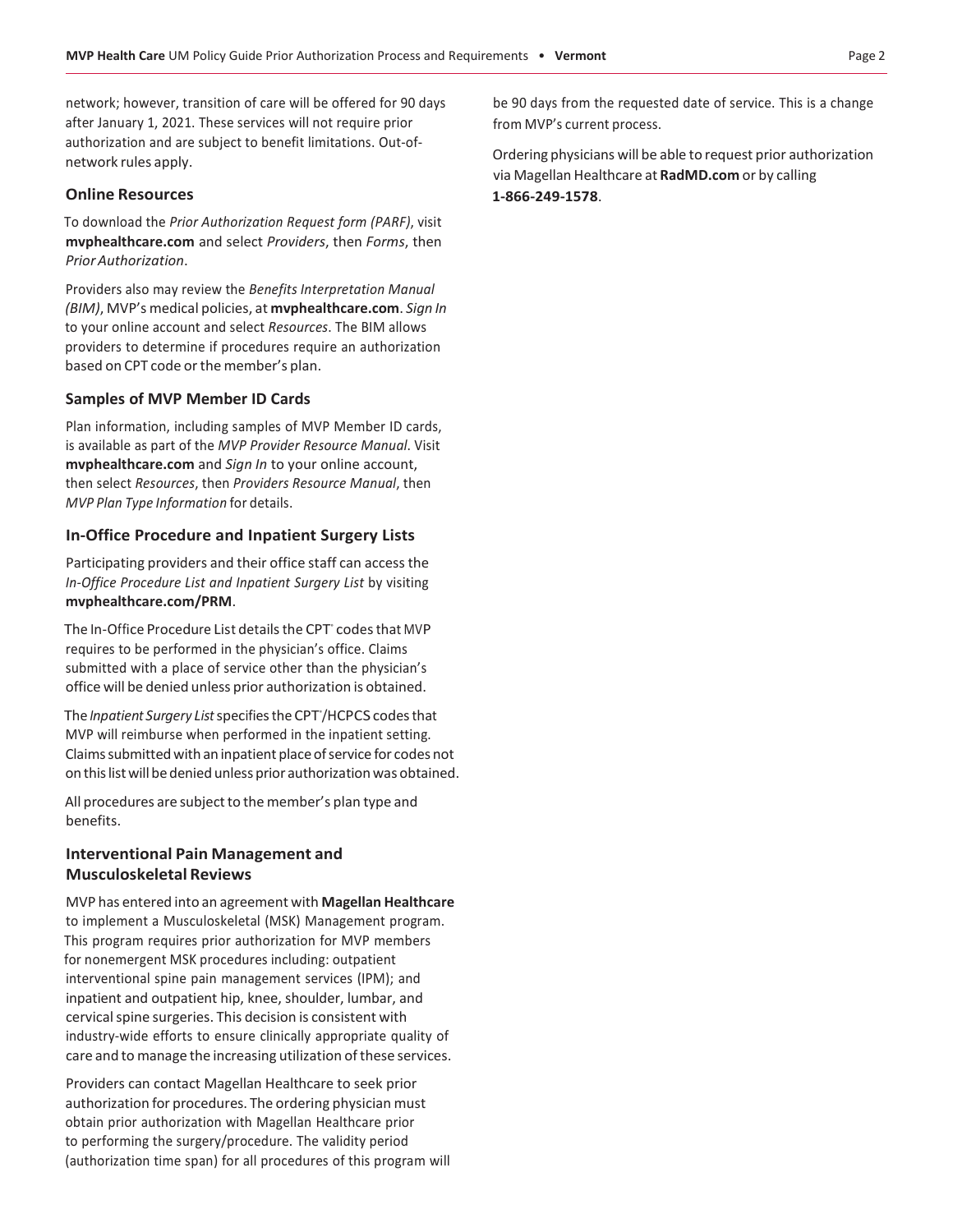network; however, transition of care will be offered for 90 days after January 1, 2021. These services will not require prior authorization and are subject to benefit limitations. Out-of-network rules apply.

### Online Resources

To download the *Prior Authorization Request form (PARF)*, visit **mvphealthcare.com** and select *Providers*, then *Forms*, then *Prior Authorization*.

Providers also may review the *Benefits Interpretation Manual (BIM)*, MVP's medical policies, at **mvphealthcare.com**. *Sign In* to your online account and select *Resources*. The BIM allows providers to determine if procedures require an authorization based on CPT code or the member's plan.

### Samples of MVP Member ID Cards

Plan information, including samples of MVP Member ID cards, is available as part of the *MVP Provider Resource Manual*. Visit **mvphealthcare.com** and *Sign In* to your online account, then select *Resources*, then *Providers Resource Manual*, then *MVP Plan Type Information* for details.

### In-Office Procedure and Inpatient Surgery Lists

Participating providers and their office staff can access the *In-Office Procedure List and Inpatient Surgery List* by visiting **mvphealthcare.com/PRM**.

The In-Office Procedure List details the CPT® codes that MVP requires to be performed in the physician's office. Claims submitted with a place of service other than the physician's office will be denied unless prior authorization is obtained.

The *Inpatient Surgery List* specifies the CPT®/HCPCS codes that MVP will reimburse when performed in the inpatient setting. Claims submitted with an inpatient place of service for codes not on this list will be denied unless prior authorization was obtained.

All procedures are subject to the member's plan type and benefits.

### Interventional Pain Management and Musculoskeletal Reviews

MVP has entered into an agreement with **Magellan Healthcare** to implement a Musculoskeletal (MSK) Management program. This program requires prior authorization for MVP members for nonemergent MSK procedures including: outpatient interventional spine pain management services (IPM); and inpatient and outpatient hip, knee, shoulder, lumbar, and cervical spine surgeries. This decision is consistent with industry-wide efforts to ensure clinically appropriate quality of care and to manage the increasing utilization of these services.

Providers can contact Magellan Healthcare to seek prior authorization for procedures. The ordering physician must obtain prior authorization with Magellan Healthcare prior to performing the surgery/procedure. The validity period (authorization time span) for all procedures of this program will be 90 days from the requested date of service. This is a change from MVP's current process.

Ordering physicians will be able to request prior authorization via Magellan Healthcare at **RadMD.com** or by calling **1-866-249-1578**.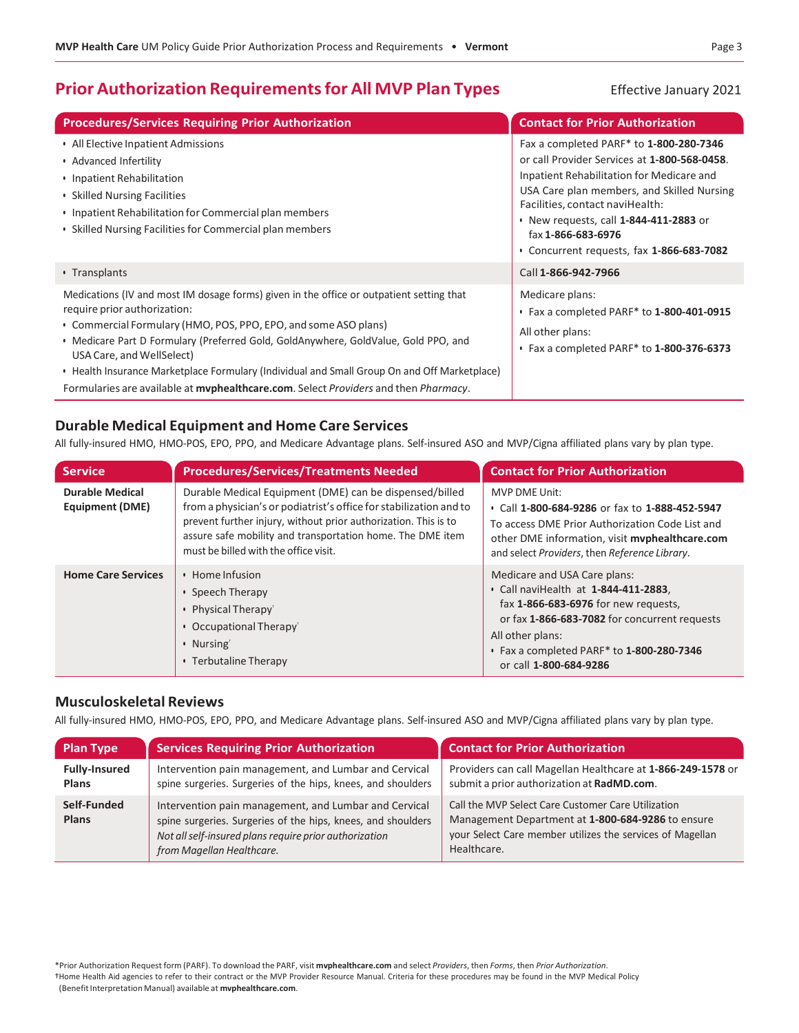# Prior Authorization Requirements for All MVP Plan Types

Effective January 2021

| Procedures/Services Requiring Prior Authorization | Contact for Prior Authorization |
|---|---|
| • All Elective Inpatient Admissions<br>• Advanced Infertility<br>• Inpatient Rehabilitation<br>• Skilled Nursing Facilities<br>• Inpatient Rehabilitation for Commercial plan members<br>• Skilled Nursing Facilities for Commercial plan members | Fax a completed PARF* to **1-800-280-7346** or call Provider Services at **1-800-568-0458**. Inpatient Rehabilitation for Medicare and USA Care plan members, and Skilled Nursing Facilities, contact naviHealth:<br>• New requests, call **1-844-411-2883** or fax **1-866-683-6976**<br>• Concurrent requests, fax **1-866-683-7082** |
| • Transplants | Call **1-866-942-7966** |
| Medications (IV and most IM dosage forms) given in the office or outpatient setting that require prior authorization:<br>• Commercial Formulary (HMO, POS, PPO, EPO, and some ASO plans)<br>• Medicare Part D Formulary (Preferred Gold, GoldAnywhere, GoldValue, Gold PPO, and USA Care, and WellSelect)<br>• Health Insurance Marketplace Formulary (Individual and Small Group On and Off Marketplace)<br>Formularies are available at **mvphealthcare.com**. Select *Providers* and then *Pharmacy*. | Medicare plans:<br>• Fax a completed PARF* to **1-800-401-0915**<br>All other plans:<br>• Fax a completed PARF* to **1-800-376-6373** |

## Durable Medical Equipment and Home Care Services

All fully-insured HMO, HMO-POS, EPO, PPO, and Medicare Advantage plans. Self-insured ASO and MVP/Cigna affiliated plans vary by plan type.

| Service | Procedures/Services/Treatments Needed | Contact for Prior Authorization |
|---|---|---|
| **Durable Medical Equipment (DME)** | Durable Medical Equipment (DME) can be dispensed/billed from a physician's or podiatrist's office for stabilization and to prevent further injury, without prior authorization. This is to assure safe mobility and transportation home. The DME item must be billed with the office visit. | MVP DME Unit:<br>• Call **1-800-684-9286** or fax to **1-888-452-5947**<br>To access DME Prior Authorization Code List and other DME information, visit **mvphealthcare.com** and select *Providers*, then *Reference Library*. |
| **Home Care Services** | • Home Infusion<br>• Speech Therapy<br>• Physical Therapy†<br>• Occupational Therapy†<br>• Nursing†<br>• Terbutaline Therapy | Medicare and USA Care plans:<br>• Call naviHealth at **1-844-411-2883**, fax **1-866-683-6976** for new requests, or fax **1-866-683-7082** for concurrent requests<br>All other plans:<br>• Fax a completed PARF* to **1-800-280-7346** or call **1-800-684-9286** |

## Musculoskeletal Reviews

All fully-insured HMO, HMO-POS, EPO, PPO, and Medicare Advantage plans. Self-insured ASO and MVP/Cigna affiliated plans vary by plan type.

| Plan Type | Services Requiring Prior Authorization | Contact for Prior Authorization |
|---|---|---|
| **Fully-Insured Plans** | Intervention pain management, and Lumbar and Cervical spine surgeries. Surgeries of the hips, knees, and shoulders | Providers can call Magellan Healthcare at **1-866-249-1578** or submit a prior authorization at **RadMD.com**. |
| **Self-Funded Plans** | Intervention pain management, and Lumbar and Cervical spine surgeries. Surgeries of the hips, knees, and shoulders<br>*Not all self-insured plans require prior authorization from Magellan Healthcare.* | Call the MVP Select Care Customer Care Utilization Management Department at **1-800-684-9286** to ensure your Select Care member utilizes the services of Magellan Healthcare. |

*Prior Authorization Request form (PARF). To download the PARF, visit **mvphealthcare.com** and select *Providers*, then *Forms*, then *Prior Authorization*.

†Home Health Aid agencies to refer to their contract or the MVP Provider Resource Manual. Criteria for these procedures may be found in the MVP Medical Policy (Benefit Interpretation Manual) available at **mvphealthcare.com**.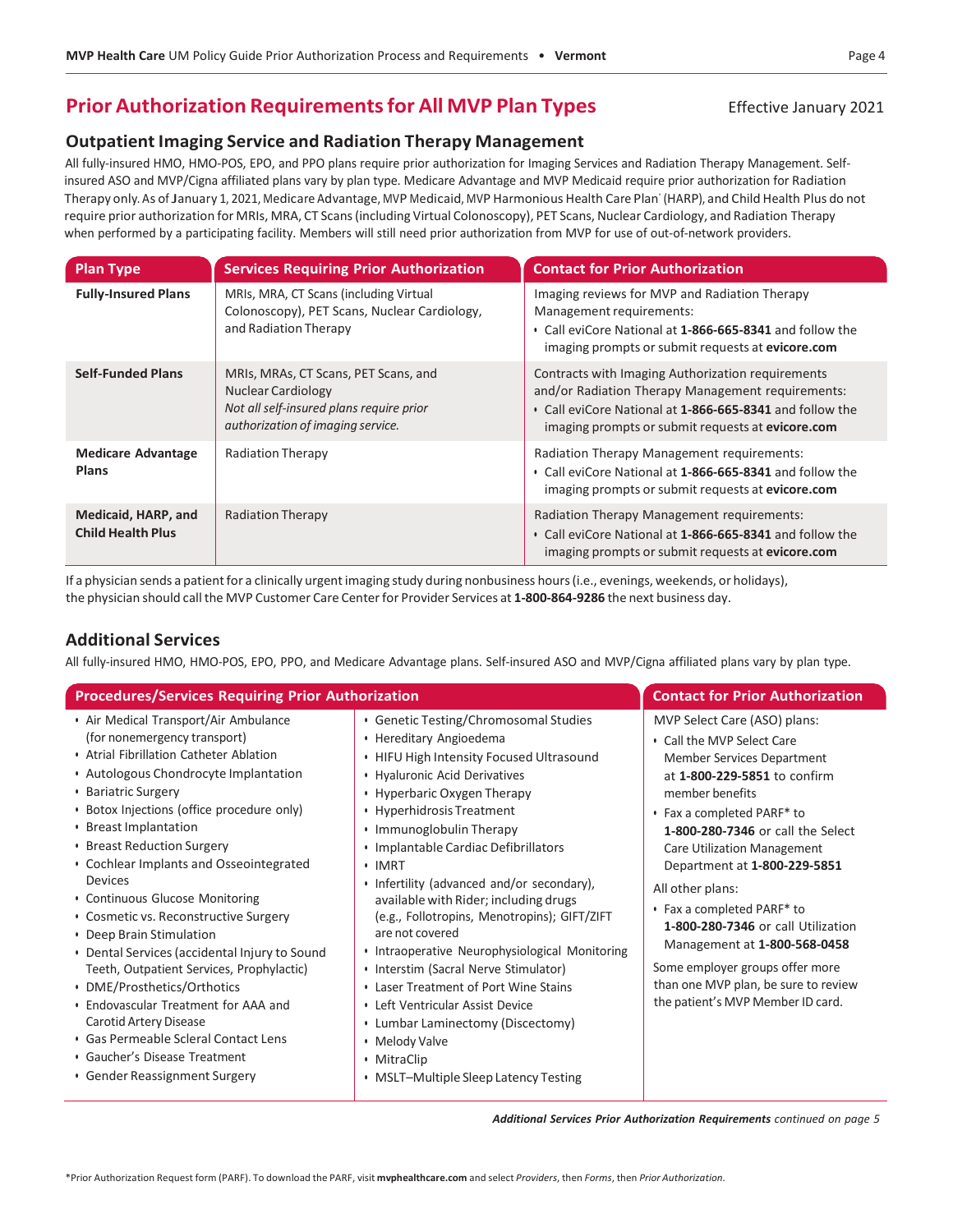## Prior Authorization Requirements for All MVP Plan Types

Effective January 2021

### Outpatient Imaging Service and Radiation Therapy Management

All fully-insured HMO, HMO-POS, EPO, and PPO plans require prior authorization for Imaging Services and Radiation Therapy Management. Self-insured ASO and MVP/Cigna affiliated plans vary by plan type. Medicare Advantage and MVP Medicaid require prior authorization for Radiation Therapy only. As of January 1, 2021, Medicare Advantage, MVP Medicaid, MVP Harmonious Health Care Plan' (HARP), and Child Health Plus do not require prior authorization for MRIs, MRA, CT Scans (including Virtual Colonoscopy), PET Scans, Nuclear Cardiology, and Radiation Therapy when performed by a participating facility. Members will still need prior authorization from MVP for use of out-of-network providers.

| Plan Type | Services Requiring Prior Authorization | Contact for Prior Authorization |
|---|---|---|
| **Fully-Insured Plans** | MRIs, MRA, CT Scans (including Virtual Colonoscopy), PET Scans, Nuclear Cardiology, and Radiation Therapy | Imaging reviews for MVP and Radiation Therapy Management requirements:<br>• Call eviCore National at **1-866-665-8341** and follow the imaging prompts or submit requests at **evicore.com** |
| **Self-Funded Plans** | MRIs, MRAs, CT Scans, PET Scans, and Nuclear Cardiology<br>*Not all self-insured plans require prior authorization of imaging service.* | Contracts with Imaging Authorization requirements and/or Radiation Therapy Management requirements:<br>• Call eviCore National at **1-866-665-8341** and follow the imaging prompts or submit requests at **evicore.com** |
| **Medicare Advantage Plans** | Radiation Therapy | Radiation Therapy Management requirements:<br>• Call eviCore National at **1-866-665-8341** and follow the imaging prompts or submit requests at **evicore.com** |
| **Medicaid, HARP, and Child Health Plus** | Radiation Therapy | Radiation Therapy Management requirements:<br>• Call eviCore National at **1-866-665-8341** and follow the imaging prompts or submit requests at **evicore.com** |

If a physician sends a patient for a clinically urgent imaging study during nonbusiness hours (i.e., evenings, weekends, or holidays), the physician should call the MVP Customer Care Center for Provider Services at **1-800-864-9286** the next business day.

### Additional Services

All fully-insured HMO, HMO-POS, EPO, PPO, and Medicare Advantage plans. Self-insured ASO and MVP/Cigna affiliated plans vary by plan type.

**Procedures/Services Requiring Prior Authorization**

- Air Medical Transport/Air Ambulance (for nonemergency transport)
- Atrial Fibrillation Catheter Ablation
- Autologous Chondrocyte Implantation
- Bariatric Surgery
- Botox Injections (office procedure only)
- Breast Implantation
- Breast Reduction Surgery
- Cochlear Implants and Osseointegrated Devices
- Continuous Glucose Monitoring
- Cosmetic vs. Reconstructive Surgery
- Deep Brain Stimulation
- Dental Services (accidental Injury to Sound Teeth, Outpatient Services, Prophylactic)
- DME/Prosthetics/Orthotics
- Endovascular Treatment for AAA and Carotid Artery Disease
- Gas Permeable Scleral Contact Lens
- Gaucher's Disease Treatment
- Gender Reassignment Surgery
- Genetic Testing/Chromosomal Studies
- Hereditary Angioedema
- HIFU High Intensity Focused Ultrasound
- Hyaluronic Acid Derivatives
- Hyperbaric Oxygen Therapy
- Hyperhidrosis Treatment
- Immunoglobulin Therapy
- Implantable Cardiac Defibrillators
- IMRT
- Infertility (advanced and/or secondary), available with Rider; including drugs (e.g., Follotropins, Menotropins); GIFT/ZIFT are not covered
- Intraoperative Neurophysiological Monitoring
- Interstim (Sacral Nerve Stimulator)
- Laser Treatment of Port Wine Stains
- Left Ventricular Assist Device
- Lumbar Laminectomy (Discectomy)
- Melody Valve
- MitraClip
- MSLT–Multiple Sleep Latency Testing

**Contact for Prior Authorization**

MVP Select Care (ASO) plans:

- Call the MVP Select Care Member Services Department at **1-800-229-5851** to confirm member benefits
- Fax a completed PARF* to **1-800-280-7346** or call the Select Care Utilization Management Department at **1-800-229-5851**

All other plans:

- Fax a completed PARF* to **1-800-280-7346** or call Utilization Management at **1-800-568-0458**

Some employer groups offer more than one MVP plan, be sure to review the patient's MVP Member ID card.

***Additional Services Prior Authorization Requirements** continued on page 5*

*Prior Authorization Request form (PARF). To download the PARF, visit **mvphealthcare.com** and select *Providers*, then *Forms*, then *Prior Authorization*.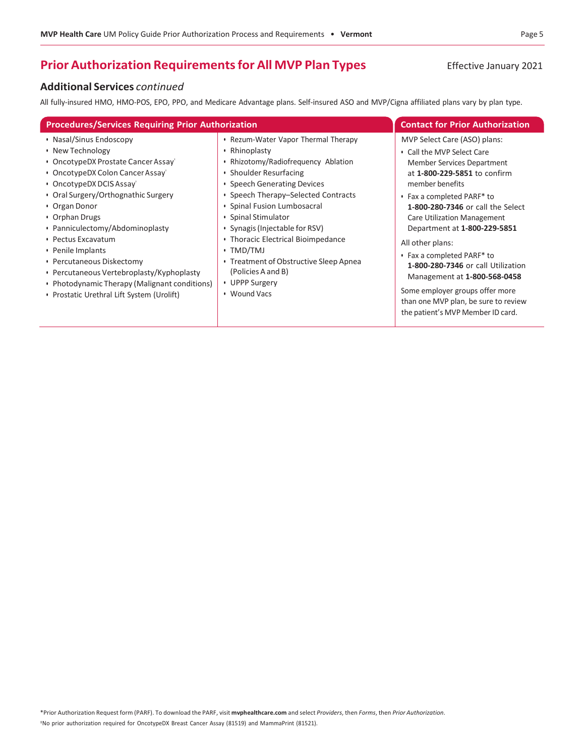## Prior Authorization Requirements for All MVP Plan Types

Effective January 2021

### Additional Services *continued*

All fully-insured HMO, HMO-POS, EPO, PPO, and Medicare Advantage plans. Self-insured ASO and MVP/Cigna affiliated plans vary by plan type.

**Procedures/Services Requiring Prior Authorization**

- Nasal/Sinus Endoscopy
- New Technology
- OncotypeDX Prostate Cancer Assay†
- OncotypeDX Colon Cancer Assay†
- OncotypeDX DCIS Assay†
- Oral Surgery/Orthognathic Surgery
- Organ Donor
- Orphan Drugs
- Panniculectomy/Abdominoplasty
- Pectus Excavatum
- Penile Implants
- Percutaneous Diskectomy
- Percutaneous Vertebroplasty/Kyphoplasty
- Photodynamic Therapy (Malignant conditions)
- Prostatic Urethral Lift System (Urolift)
- Rezum-Water Vapor Thermal Therapy
- Rhinoplasty
- Rhizotomy/Radiofrequency Ablation
- Shoulder Resurfacing
- Speech Generating Devices
- Speech Therapy–Selected Contracts
- Spinal Fusion Lumbosacral
- Spinal Stimulator
- Synagis (Injectable for RSV)
- Thoracic Electrical Bioimpedance
- TMD/TMJ
- Treatment of Obstructive Sleep Apnea (Policies A and B)
- UPPP Surgery
- Wound Vacs

**Contact for Prior Authorization**

MVP Select Care (ASO) plans:

- Call the MVP Select Care Member Services Department at **1-800-229-5851** to confirm member benefits
- Fax a completed PARF* to **1-800-280-7346** or call the Select Care Utilization Management Department at **1-800-229-5851**

All other plans:

- Fax a completed PARF* to **1-800-280-7346** or call Utilization Management at **1-800-568-0458**

Some employer groups offer more than one MVP plan, be sure to review the patient's MVP Member ID card.

*Prior Authorization Request form (PARF). To download the PARF, visit **mvphealthcare.com** and select *Providers*, then *Forms*, then *Prior Authorization*.

†No prior authorization required for OncotypeDX Breast Cancer Assay (81519) and MammaPrint (81521).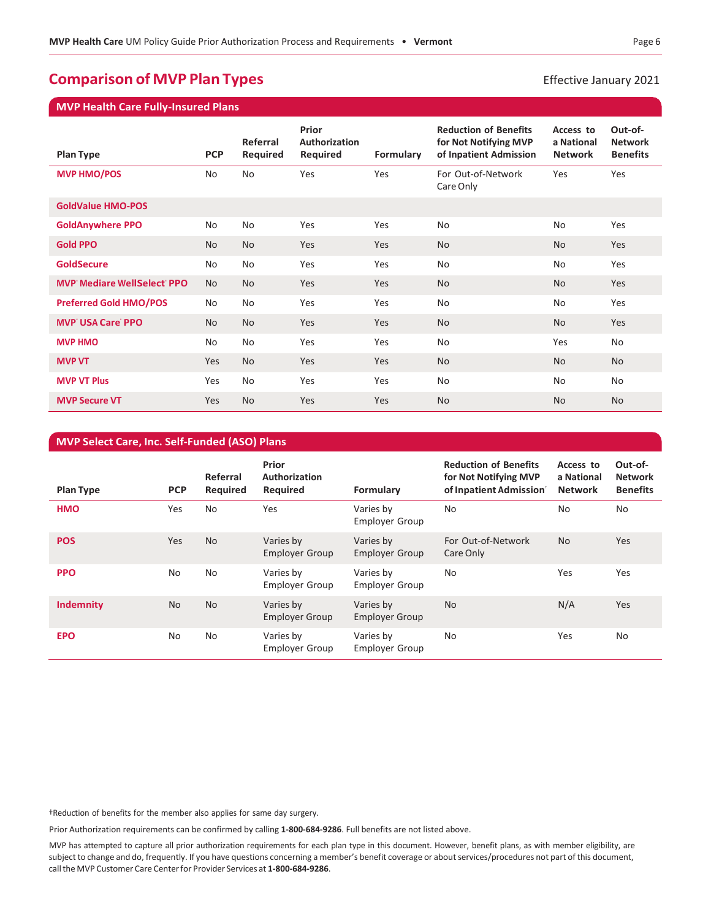## Comparison of MVP Plan Types

Effective January 2021

### MVP Health Care Fully-Insured Plans

| Plan Type | PCP | Referral Required | Prior Authorization Required | Formulary | Reduction of Benefits for Not Notifying MVP of Inpatient Admission | Access to a National Network | Out-of-Network Benefits |
|---|---|---|---|---|---|---|---|
| **MVP HMO/POS** | No | No | Yes | Yes | For Out-of-Network Care Only | Yes | Yes |
| **GoldValue HMO-POS** | | | | | | | |
| **GoldAnywhere PPO** | No | No | Yes | Yes | No | No | Yes |
| **Gold PPO** | No | No | Yes | Yes | No | No | Yes |
| **GoldSecure** | No | No | Yes | Yes | No | No | Yes |
| **MVP® Mediare WellSelect® PPO** | No | No | Yes | Yes | No | No | Yes |
| **Preferred Gold HMO/POS** | No | No | Yes | Yes | No | No | Yes |
| **MVP® USA Care® PPO** | No | No | Yes | Yes | No | No | Yes |
| **MVP HMO** | No | No | Yes | Yes | No | Yes | No |
| **MVP VT** | Yes | No | Yes | Yes | No | No | No |
| **MVP VT Plus** | Yes | No | Yes | Yes | No | No | No |
| **MVP Secure VT** | Yes | No | Yes | Yes | No | No | No |

### MVP Select Care, Inc. Self-Funded (ASO) Plans

| Plan Type | PCP | Referral Required | Prior Authorization Required | Formulary | Reduction of Benefits for Not Notifying MVP of Inpatient Admission† | Access to a National Network | Out-of-Network Benefits |
|---|---|---|---|---|---|---|---|
| **HMO** | Yes | No | Yes | Varies by Employer Group | No | No | No |
| **POS** | Yes | No | Varies by Employer Group | Varies by Employer Group | For Out-of-Network Care Only | No | Yes |
| **PPO** | No | No | Varies by Employer Group | Varies by Employer Group | No | Yes | Yes |
| **Indemnity** | No | No | Varies by Employer Group | Varies by Employer Group | No | N/A | Yes |
| **EPO** | No | No | Varies by Employer Group | Varies by Employer Group | No | Yes | No |

†Reduction of benefits for the member also applies for same day surgery.

Prior Authorization requirements can be confirmed by calling **1-800-684-9286**. Full benefits are not listed above.

MVP has attempted to capture all prior authorization requirements for each plan type in this document. However, benefit plans, as with member eligibility, are subject to change and do, frequently. If you have questions concerning a member's benefit coverage or about services/procedures not part of this document, call the MVP Customer Care Center for Provider Services at **1-800-684-9286**.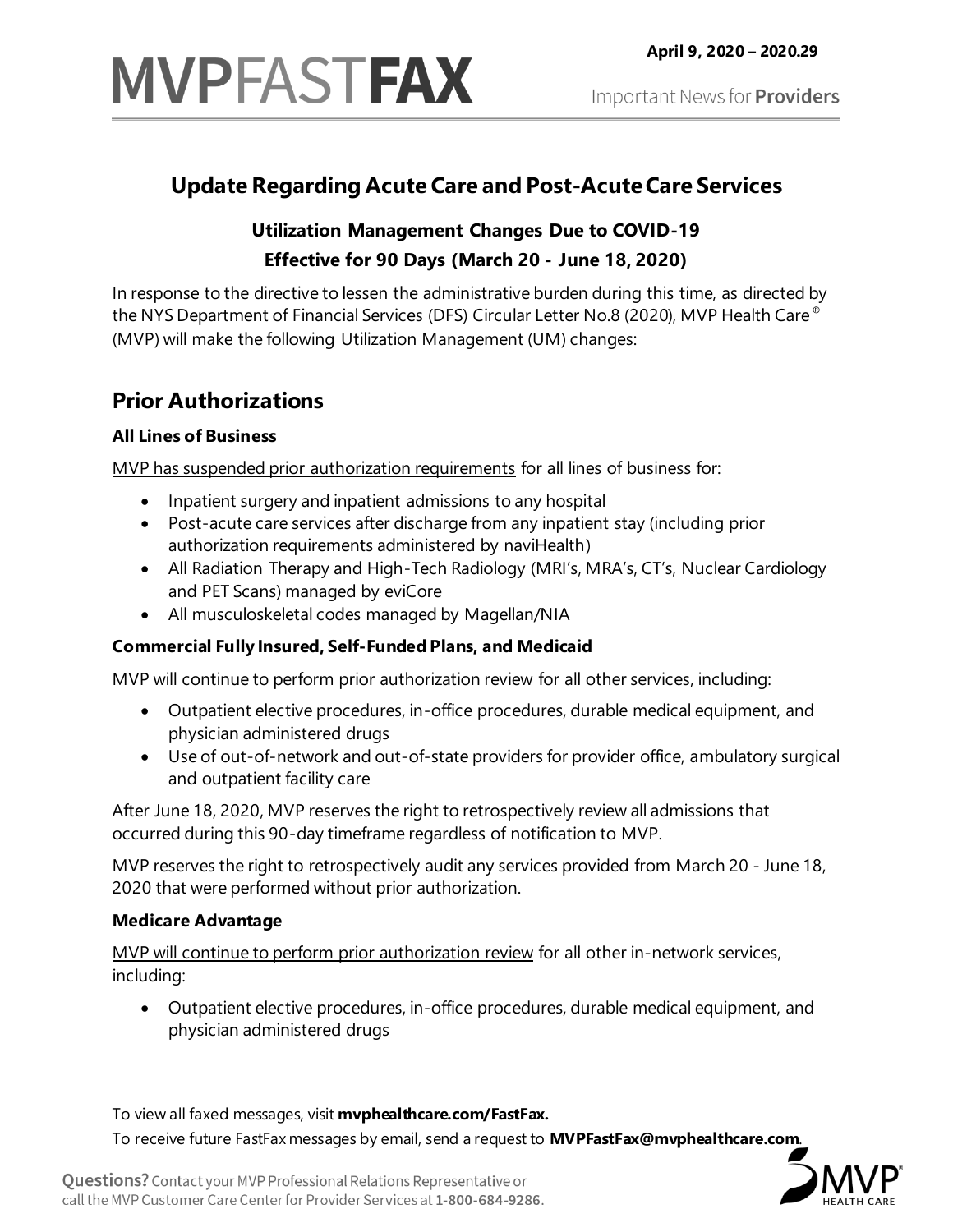# MVPFASTFAX

**April 9, 2020 – 2020.29**

Important News for **Providers**

## Update Regarding Acute Care and Post-Acute Care Services

### Utilization Management Changes Due to COVID-19
### Effective for 90 Days (March 20 - June 18, 2020)

In response to the directive to lessen the administrative burden during this time, as directed by the NYS Department of Financial Services (DFS) Circular Letter No.8 (2020), MVP Health Care® (MVP) will make the following Utilization Management (UM) changes:

## Prior Authorizations

**All Lines of Business**

MVP has suspended prior authorization requirements for all lines of business for:

- Inpatient surgery and inpatient admissions to any hospital
- Post-acute care services after discharge from any inpatient stay (including prior authorization requirements administered by naviHealth)
- All Radiation Therapy and High-Tech Radiology (MRI's, MRA's, CT's, Nuclear Cardiology and PET Scans) managed by eviCore
- All musculoskeletal codes managed by Magellan/NIA

**Commercial Fully Insured, Self-Funded Plans, and Medicaid**

MVP will continue to perform prior authorization review for all other services, including:

- Outpatient elective procedures, in-office procedures, durable medical equipment, and physician administered drugs
- Use of out-of-network and out-of-state providers for provider office, ambulatory surgical and outpatient facility care

After June 18, 2020, MVP reserves the right to retrospectively review all admissions that occurred during this 90-day timeframe regardless of notification to MVP.

MVP reserves the right to retrospectively audit any services provided from March 20 - June 18, 2020 that were performed without prior authorization.

**Medicare Advantage**

MVP will continue to perform prior authorization review for all other in-network services, including:

- Outpatient elective procedures, in-office procedures, durable medical equipment, and physician administered drugs

To view all faxed messages, visit **mvphealthcare.com/FastFax.**

To receive future FastFax messages by email, send a request to **MVPFastFax@mvphealthcare.com**.

**Questions?** Contact your MVP Professional Relations Representative or call the MVP Customer Care Center for Provider Services at **1-800-684-9286**.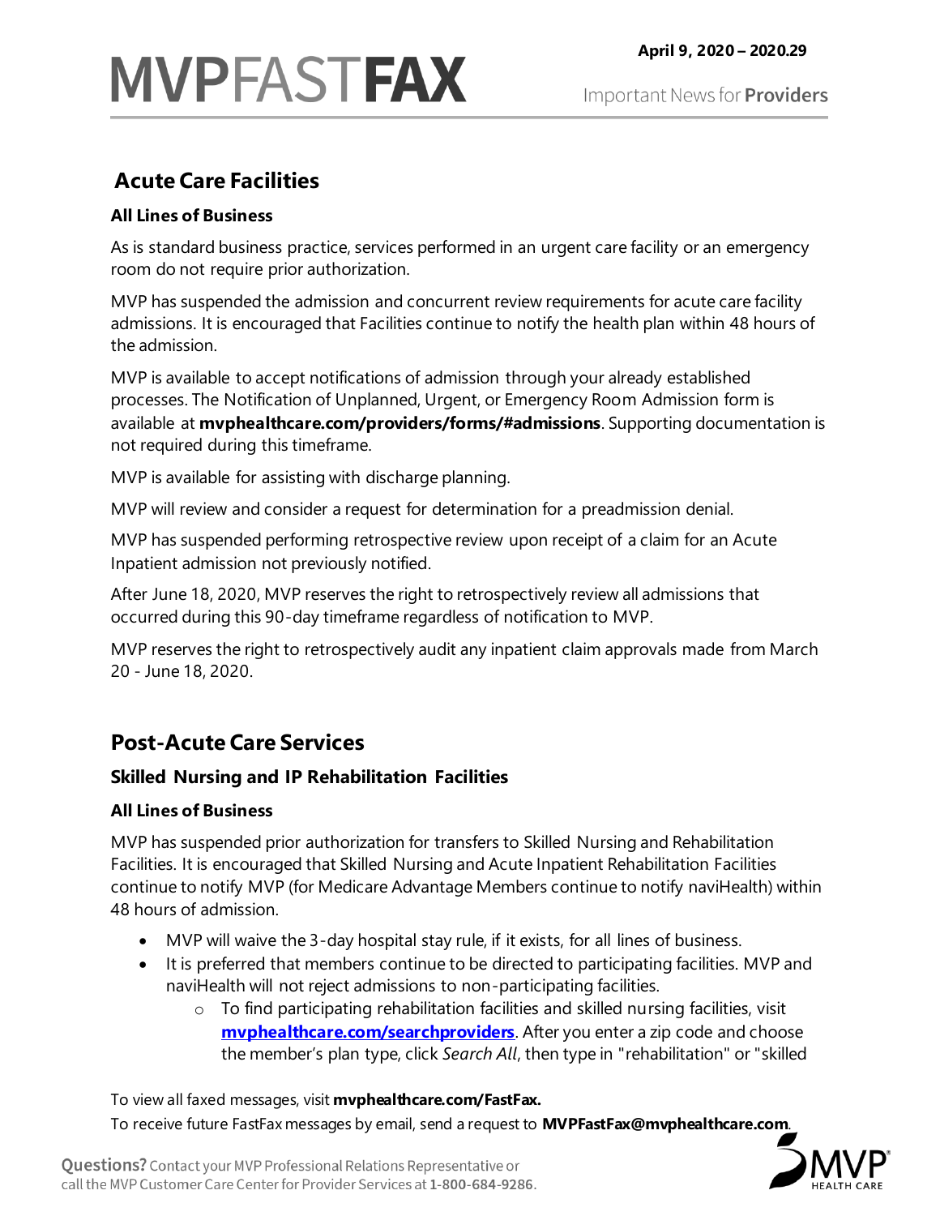## Acute Care Facilities

**All Lines of Business**

As is standard business practice, services performed in an urgent care facility or an emergency room do not require prior authorization.

MVP has suspended the admission and concurrent review requirements for acute care facility admissions. It is encouraged that Facilities continue to notify the health plan within 48 hours of the admission.

MVP is available to accept notifications of admission through your already established processes. The Notification of Unplanned, Urgent, or Emergency Room Admission form is available at **mvphealthcare.com/providers/forms/#admissions**. Supporting documentation is not required during this timeframe.

MVP is available for assisting with discharge planning.

MVP will review and consider a request for determination for a preadmission denial.

MVP has suspended performing retrospective review upon receipt of a claim for an Acute Inpatient admission not previously notified.

After June 18, 2020, MVP reserves the right to retrospectively review all admissions that occurred during this 90-day timeframe regardless of notification to MVP.

MVP reserves the right to retrospectively audit any inpatient claim approvals made from March 20 - June 18, 2020.

## Post-Acute Care Services

### Skilled Nursing and IP Rehabilitation Facilities

**All Lines of Business**

MVP has suspended prior authorization for transfers to Skilled Nursing and Rehabilitation Facilities. It is encouraged that Skilled Nursing and Acute Inpatient Rehabilitation Facilities continue to notify MVP (for Medicare Advantage Members continue to notify naviHealth) within 48 hours of admission.

- MVP will waive the 3-day hospital stay rule, if it exists, for all lines of business.
- It is preferred that members continue to be directed to participating facilities. MVP and naviHealth will not reject admissions to non-participating facilities.
  - To find participating rehabilitation facilities and skilled nursing facilities, visit **mvphealthcare.com/searchproviders**. After you enter a zip code and choose the member's plan type, click *Search All*, then type in "rehabilitation" or "skilled

To view all faxed messages, visit **mvphealthcare.com/FastFax.**

To receive future FastFax messages by email, send a request to **MVPFastFax@mvphealthcare.com**.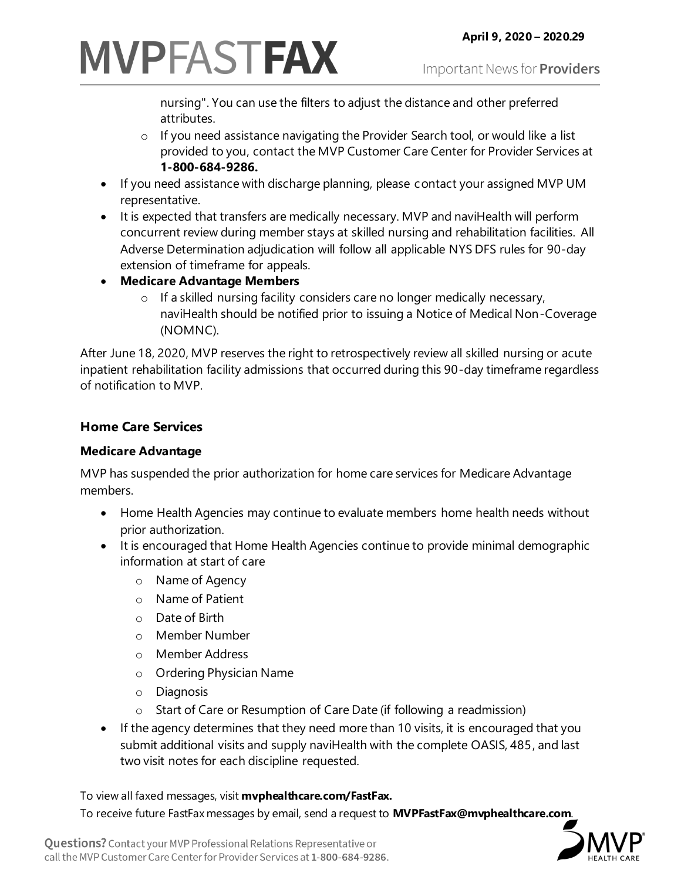nursing". You can use the filters to adjust the distance and other preferred attributes.
    - If you need assistance navigating the Provider Search tool, or would like a list provided to you, contact the MVP Customer Care Center for Provider Services at **1-800-684-9286.**
- If you need assistance with discharge planning, please contact your assigned MVP UM representative.
- It is expected that transfers are medically necessary. MVP and naviHealth will perform concurrent review during member stays at skilled nursing and rehabilitation facilities. All Adverse Determination adjudication will follow all applicable NYS DFS rules for 90-day extension of timeframe for appeals.
- **Medicare Advantage Members**
    - If a skilled nursing facility considers care no longer medically necessary, naviHealth should be notified prior to issuing a Notice of Medical Non-Coverage (NOMNC).

After June 18, 2020, MVP reserves the right to retrospectively review all skilled nursing or acute inpatient rehabilitation facility admissions that occurred during this 90-day timeframe regardless of notification to MVP.

## Home Care Services

### Medicare Advantage

MVP has suspended the prior authorization for home care services for Medicare Advantage members.

- Home Health Agencies may continue to evaluate members home health needs without prior authorization.
- It is encouraged that Home Health Agencies continue to provide minimal demographic information at start of care
    - Name of Agency
    - Name of Patient
    - Date of Birth
    - Member Number
    - Member Address
    - Ordering Physician Name
    - Diagnosis
    - Start of Care or Resumption of Care Date (if following a readmission)
- If the agency determines that they need more than 10 visits, it is encouraged that you submit additional visits and supply naviHealth with the complete OASIS, 485, and last two visit notes for each discipline requested.

To view all faxed messages, visit **mvphealthcare.com/FastFax.**

To receive future FastFax messages by email, send a request to **MVPFastFax@mvphealthcare.com**.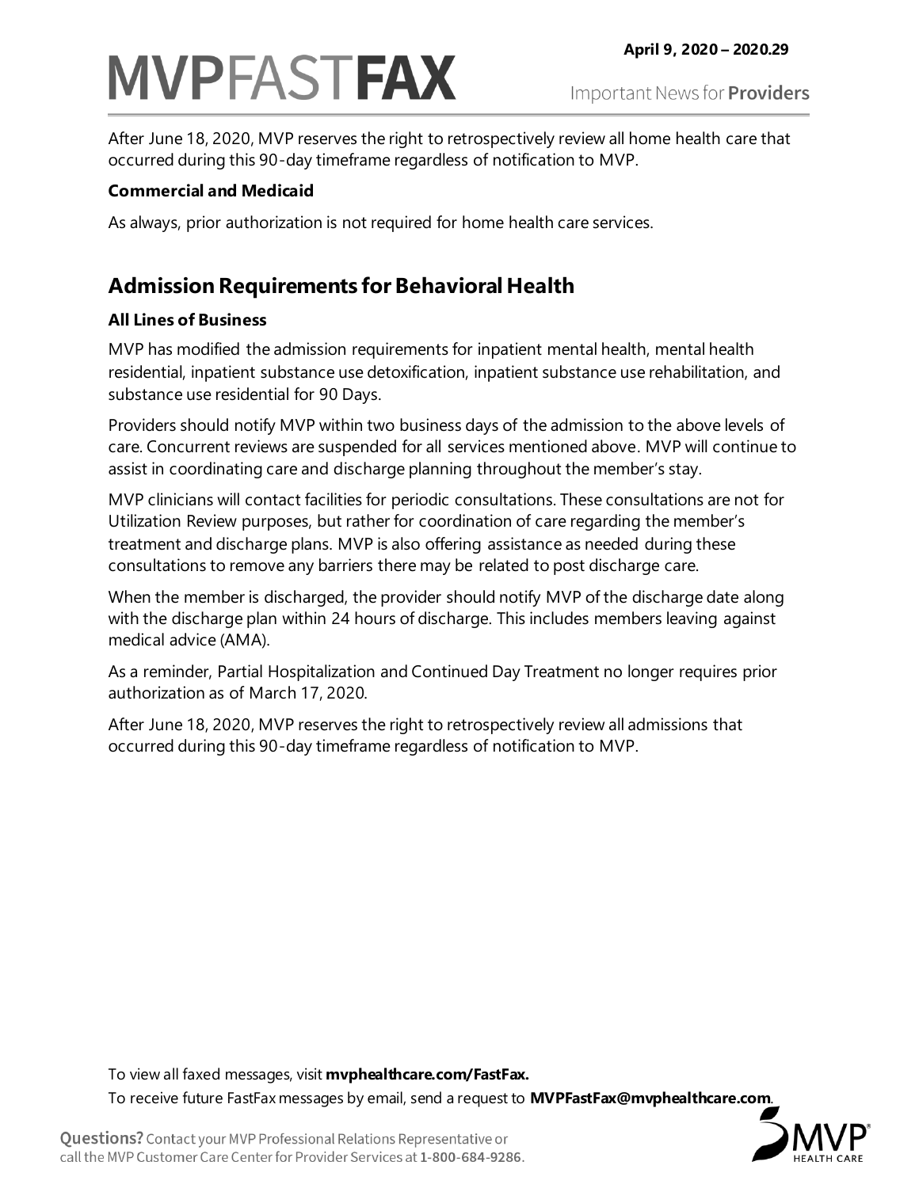After June 18, 2020, MVP reserves the right to retrospectively review all home health care that occurred during this 90-day timeframe regardless of notification to MVP.

**Commercial and Medicaid**

As always, prior authorization is not required for home health care services.

## Admission Requirements for Behavioral Health

**All Lines of Business**

MVP has modified the admission requirements for inpatient mental health, mental health residential, inpatient substance use detoxification, inpatient substance use rehabilitation, and substance use residential for 90 Days.

Providers should notify MVP within two business days of the admission to the above levels of care. Concurrent reviews are suspended for all services mentioned above. MVP will continue to assist in coordinating care and discharge planning throughout the member's stay.

MVP clinicians will contact facilities for periodic consultations. These consultations are not for Utilization Review purposes, but rather for coordination of care regarding the member's treatment and discharge plans. MVP is also offering assistance as needed during these consultations to remove any barriers there may be related to post discharge care.

When the member is discharged, the provider should notify MVP of the discharge date along with the discharge plan within 24 hours of discharge. This includes members leaving against medical advice (AMA).

As a reminder, Partial Hospitalization and Continued Day Treatment no longer requires prior authorization as of March 17, 2020.

After June 18, 2020, MVP reserves the right to retrospectively review all admissions that occurred during this 90-day timeframe regardless of notification to MVP.

To view all faxed messages, visit **mvphealthcare.com/FastFax.**

To receive future FastFax messages by email, send a request to **MVPFastFax@mvphealthcare.com**.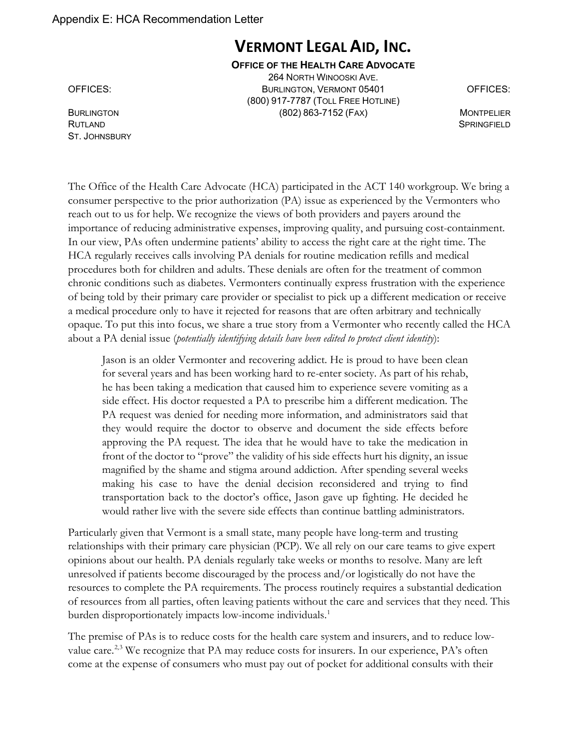Appendix E: HCA Recommendation Letter

# VERMONT LEGAL AID, INC.

**OFFICE OF THE HEALTH CARE ADVOCATE**

264 NORTH WINOOSKI AVE.
BURLINGTON, VERMONT 05401
(800) 917-7787 (TOLL FREE HOTLINE)
(802) 863-7152 (FAX)

OFFICES:
BURLINGTON
RUTLAND
ST. JOHNSBURY

OFFICES:
MONTPELIER
SPRINGFIELD

The Office of the Health Care Advocate (HCA) participated in the ACT 140 workgroup. We bring a consumer perspective to the prior authorization (PA) issue as experienced by the Vermonters who reach out to us for help. We recognize the views of both providers and payers around the importance of reducing administrative expenses, improving quality, and pursuing cost-containment. In our view, PAs often undermine patients' ability to access the right care at the right time. The HCA regularly receives calls involving PA denials for routine medication refills and medical procedures both for children and adults. These denials are often for the treatment of common chronic conditions such as diabetes. Vermonters continually express frustration with the experience of being told by their primary care provider or specialist to pick up a different medication or receive a medical procedure only to have it rejected for reasons that are often arbitrary and technically opaque. To put this into focus, we share a true story from a Vermonter who recently called the HCA about a PA denial issue (*potentially identifying details have been edited to protect client identity*):

> Jason is an older Vermonter and recovering addict. He is proud to have been clean for several years and has been working hard to re-enter society. As part of his rehab, he has been taking a medication that caused him to experience severe vomiting as a side effect. His doctor requested a PA to prescribe him a different medication. The PA request was denied for needing more information, and administrators said that they would require the doctor to observe and document the side effects before approving the PA request. The idea that he would have to take the medication in front of the doctor to "prove" the validity of his side effects hurt his dignity, an issue magnified by the shame and stigma around addiction. After spending several weeks making his case to have the denial decision reconsidered and trying to find transportation back to the doctor's office, Jason gave up fighting. He decided he would rather live with the severe side effects than continue battling administrators.

Particularly given that Vermont is a small state, many people have long-term and trusting relationships with their primary care physician (PCP). We all rely on our care teams to give expert opinions about our health. PA denials regularly take weeks or months to resolve. Many are left unresolved if patients become discouraged by the process and/or logistically do not have the resources to complete the PA requirements. The process routinely requires a substantial dedication of resources from all parties, often leaving patients without the care and services that they need. This burden disproportionately impacts low-income individuals.[1]

The premise of PAs is to reduce costs for the health care system and insurers, and to reduce low-value care.[2,3] We recognize that PA may reduce costs for insurers. In our experience, PA's often come at the expense of consumers who must pay out of pocket for additional consults with their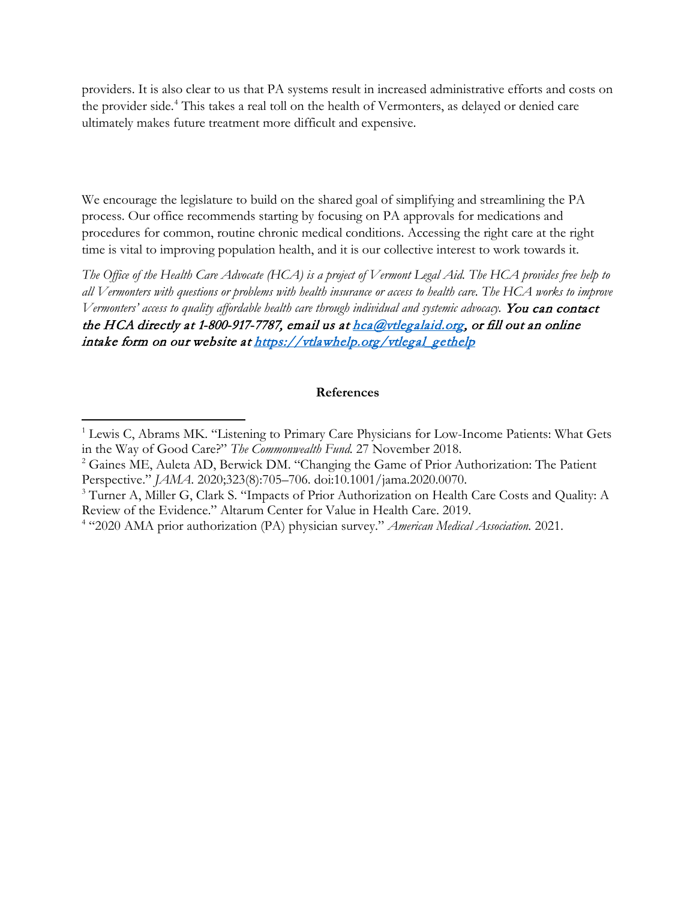providers. It is also clear to us that PA systems result in increased administrative efforts and costs on the provider side.[4] This takes a real toll on the health of Vermonters, as delayed or denied care ultimately makes future treatment more difficult and expensive.

We encourage the legislature to build on the shared goal of simplifying and streamlining the PA process. Our office recommends starting by focusing on PA approvals for medications and procedures for common, routine chronic medical conditions. Accessing the right care at the right time is vital to improving population health, and it is our collective interest to work towards it.

*The Office of the Health Care Advocate (HCA) is a project of Vermont Legal Aid. The HCA provides free help to all Vermonters with questions or problems with health insurance or access to health care. The HCA works to improve Vermonters' access to quality affordable health care through individual and systemic advocacy.* ***You can contact the HCA directly at 1-800-917-7787, email us at [hca@vtlegalaid.org](mailto:hca@vtlegalaid.org), or fill out an online intake form on our website at [https://vtlawhelp.org/vtlegal_gethelp](https://vtlawhelp.org/vtlegal_gethelp)***

**References**

[1] Lewis C, Abrams MK. "Listening to Primary Care Physicians for Low-Income Patients: What Gets in the Way of Good Care?" *The Commonwealth Fund.* 27 November 2018.

[2] Gaines ME, Auleta AD, Berwick DM. "Changing the Game of Prior Authorization: The Patient Perspective." *JAMA.* 2020;323(8):705–706. doi:10.1001/jama.2020.0070.

[3] Turner A, Miller G, Clark S. "Impacts of Prior Authorization on Health Care Costs and Quality: A Review of the Evidence." Altarum Center for Value in Health Care. 2019.

[4] "2020 AMA prior authorization (PA) physician survey." *American Medical Association.* 2021.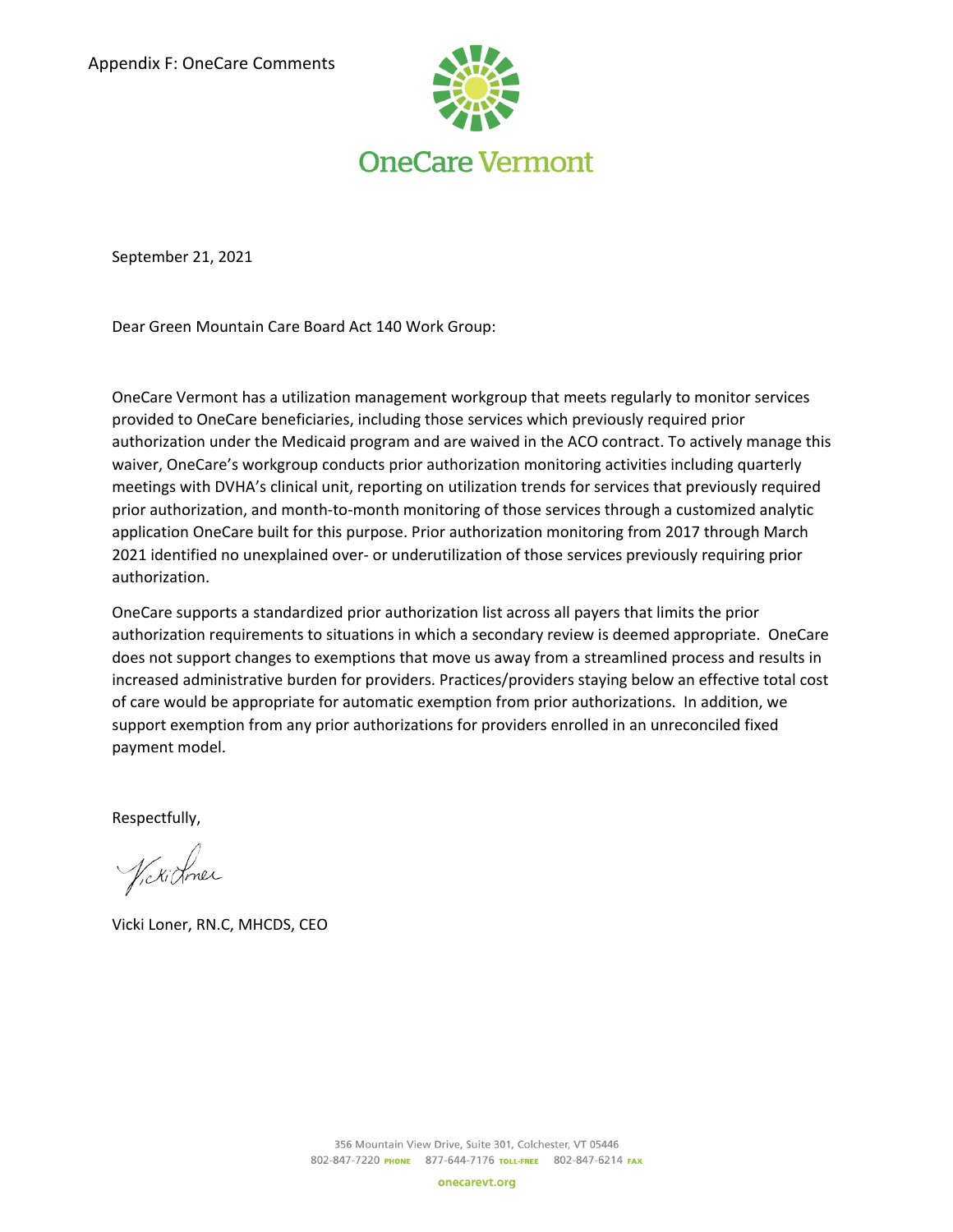Appendix F: OneCare Comments

OneCare Vermont

September 21, 2021

Dear Green Mountain Care Board Act 140 Work Group:

OneCare Vermont has a utilization management workgroup that meets regularly to monitor services provided to OneCare beneficiaries, including those services which previously required prior authorization under the Medicaid program and are waived in the ACO contract. To actively manage this waiver, OneCare's workgroup conducts prior authorization monitoring activities including quarterly meetings with DVHA's clinical unit, reporting on utilization trends for services that previously required prior authorization, and month-to-month monitoring of those services through a customized analytic application OneCare built for this purpose. Prior authorization monitoring from 2017 through March 2021 identified no unexplained over- or underutilization of those services previously requiring prior authorization.

OneCare supports a standardized prior authorization list across all payers that limits the prior authorization requirements to situations in which a secondary review is deemed appropriate. OneCare does not support changes to exemptions that move us away from a streamlined process and results in increased administrative burden for providers. Practices/providers staying below an effective total cost of care would be appropriate for automatic exemption from prior authorizations. In addition, we support exemption from any prior authorizations for providers enrolled in an unreconciled fixed payment model.

Respectfully,

Vicki Loner, RN.C, MHCDS, CEO

356 Mountain View Drive, Suite 301, Colchester, VT 05446
802-847-7220 PHONE 877-644-7176 TOLL-FREE 802-847-6214 FAX

onecarevt.org